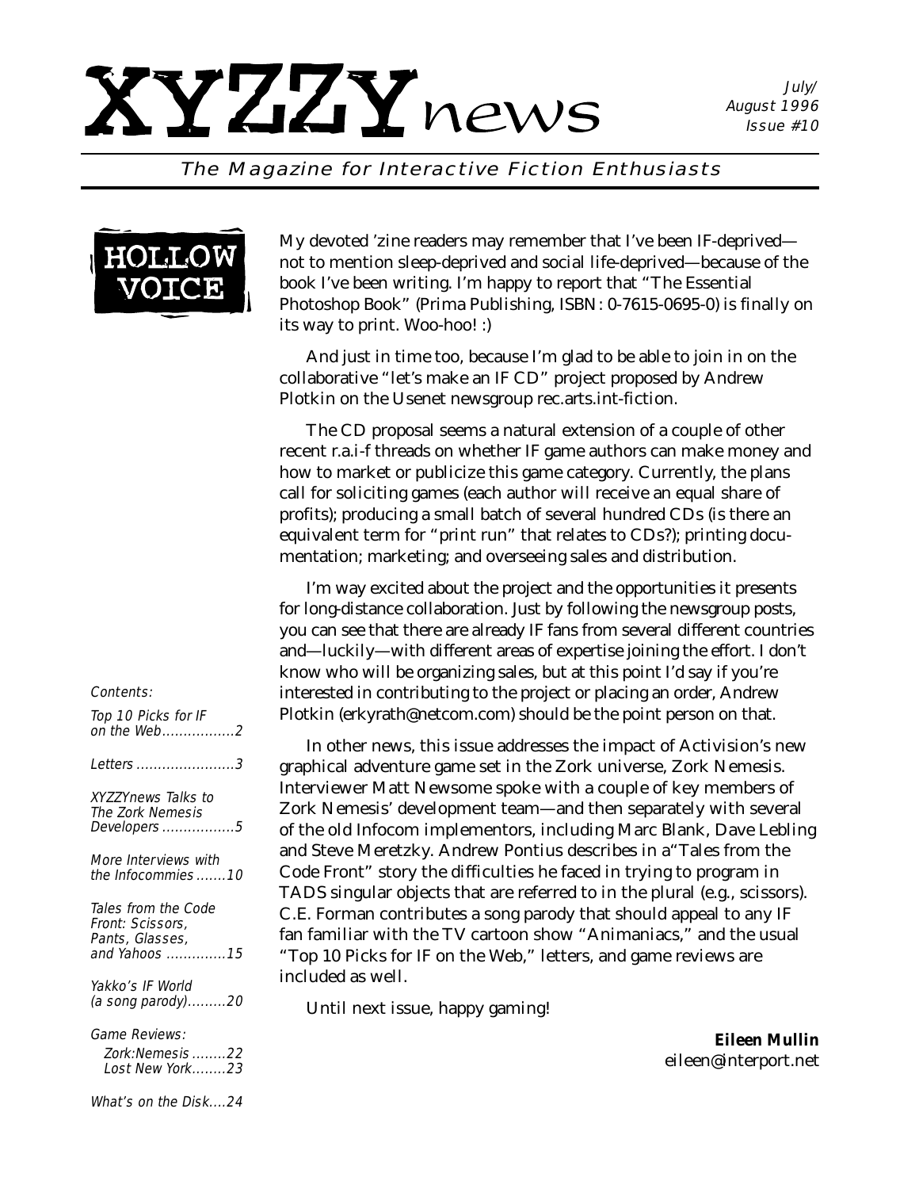# XYZZYnews

July/ August 1996 Issue #10

*The Magazine for Interactive Fiction Enthusiasts*

## HOLLOW VOICE

My devoted 'zine readers may remember that I've been IF-deprived—not to mention sleep-deprived and social life-deprived—because of the book I've been writing. I'm happy to report that "The Essential Photoshop Book" (Prima Publishing, ISBN: 0-7615-0695-0) is finally on its way to print. Woo-hoo! :)

And just in time too, because I'm glad to be able to join in on the collaborative "let's make an IF CD" project proposed by Andrew Plotkin on the Usenet newsgroup rec.arts.int-fiction.

The CD proposal seems a natural extension of a couple of other recent r.a.i-f threads on whether IF game authors can make money and how to market or publicize this game category. Currently, the plans call for soliciting games (each author will receive an equal share of profits); producing a small batch of several hundred CDs (is there an equivalent term for "print run" that relates to CDs?); printing documentation; marketing; and overseeing sales and distribution.

I'm way excited about the project and the opportunities it presents for long-distance collaboration. Just by following the newsgroup posts, you can see that there are already IF fans from several different countries and—luckily—with different areas of expertise joining the effort. I don't know who will be organizing sales, but at this point I'd say if you're interested in contributing to the project or placing an order, Andrew Plotkin (erkyrath@netcom.com) should be the point person on that.

In other news, this issue addresses the impact of Activision's new graphical adventure game set in the Zork universe, Zork Nemesis. Interviewer Matt Newsome spoke with a couple of key members of Zork Nemesis' development team—and then separately with several of the old Infocom implementors, including Marc Blank, Dave Lebling and Steve Meretzky. Andrew Pontius describes in a "Tales from the Code Front" story the difficulties he faced in trying to program in TADS singular objects that are referred to in the plural (e.g., scissors). C.E. Forman contributes a song parody that should appeal to any IF fan familiar with the TV cartoon show "Animaniacs," and the usual "Top 10 Picks for IF on the Web," letters, and game reviews are included as well.

Until next issue, happy gaming!

**Eileen Mullin**
eileen@interport.net

*Contents:*

*Top 10 Picks for IF on the Web.................2*

*Letters.......................3*

*XYZZYnews Talks to The Zork Nemesis Developers.................5*

*More Interviews with the Infocommies.......10*

*Tales from the Code Front: Scissors, Pants, Glasses, and Yahoos .............15*

*Yakko's IF World (a song parody).........20*

*Game Reviews:*
*Zork:Nemesis........22*
*Lost New York........23*

*What's on the Disk....24*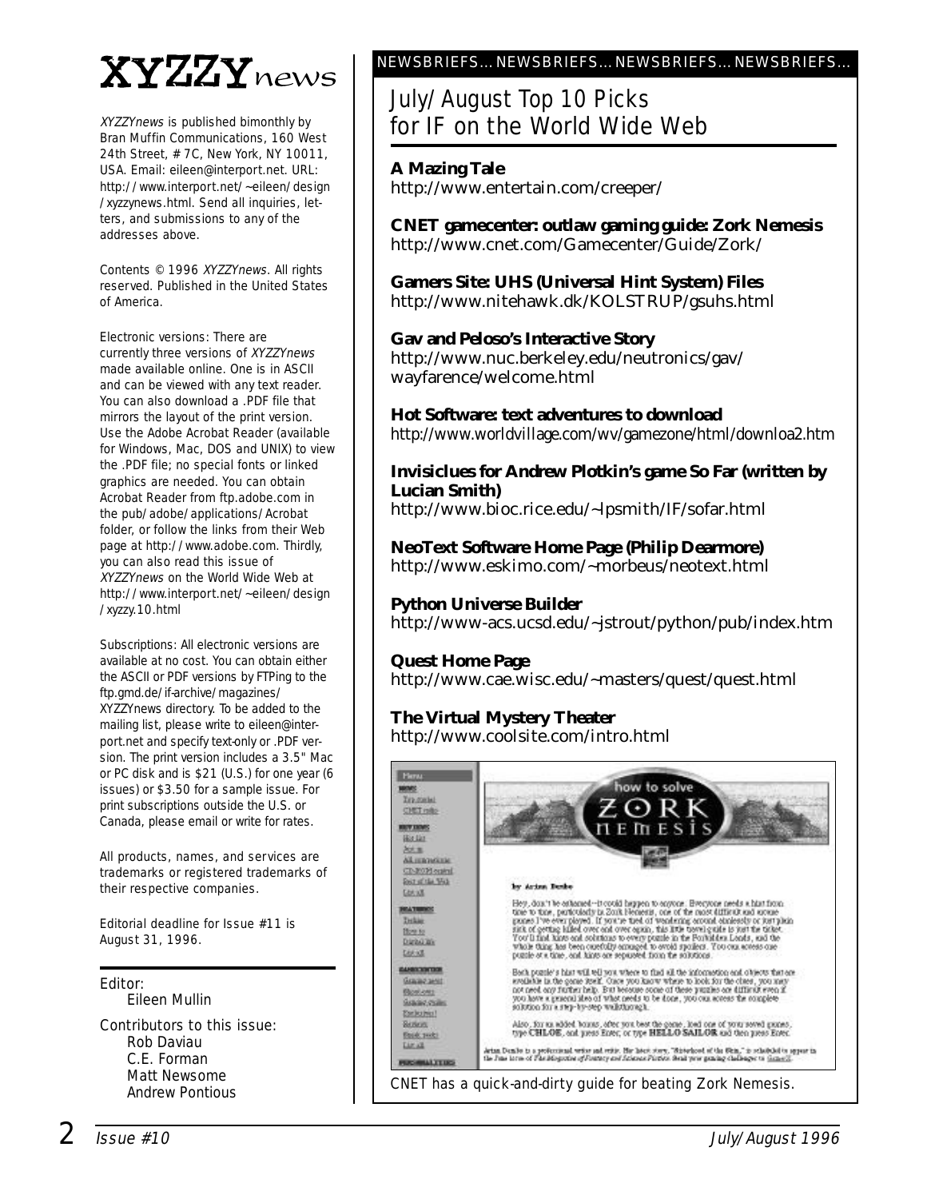# XYZZYnews

*XYZZYnews* is published bimonthly by Bran Muffin Communications, 160 West 24th Street, # 7C, New York, NY 10011, USA. Email: eileen@interport.net. URL: http://www.interport.net/~eileen/design/xyzzynews.html. Send all inquiries, letters, and submissions to any of the addresses above.

Contents © 1996 *XYZZYnews*. All rights reserved. Published in the United States of America.

Electronic versions: There are currently three versions of *XYZZYnews* made available online. One is in ASCII and can be viewed with any text reader. You can also download a .PDF file that mirrors the layout of the print version. Use the Adobe Acrobat Reader (available for Windows, Mac, DOS and UNIX) to view the .PDF file; no special fonts or linked graphics are needed. You can obtain Acrobat Reader from ftp.adobe.com in the pub/adobe/applications/Acrobat folder, or follow the links from their Web page at http://www.adobe.com. Thirdly, you can also read this issue of *XYZZYnews* on the World Wide Web at http://www.interport.net/~eileen/design/xyzzy.10.html

Subscriptions: All electronic versions are available at no cost. You can obtain either the ASCII or PDF versions by FTPing to the ftp.gmd.de/if-archive/magazines/XYZZYnews directory. To be added to the mailing list, please write to eileen@interport.net and specify text-only or .PDF version. The print version includes a 3.5" Mac or PC disk and is $21 (U.S.) for one year (6 issues) or $3.50 for a sample issue. For print subscriptions outside the U.S. or Canada, please email or write for rates.

All products, names, and services are trademarks or registered trademarks of their respective companies.

Editorial deadline for Issue #11 is August 31, 1996.

Editor:
Eileen Mullin

Contributors to this issue:
Rob Daviau
C.E. Forman
Matt Newsome
Andrew Pontious

NEWSBRIEFS... NEWSBRIEFS... NEWSBRIEFS... NEWSBRIEFS...

## July/August Top 10 Picks for IF on the World Wide Web

**A Mazing Tale**
http://www.entertain.com/creeper/

**CNET gamecenter: outlaw gaming guide: Zork Nemesis**
http://www.cnet.com/Gamecenter/Guide/Zork/

**Gamers Site: UHS (Universal Hint System) Files**
http://www.nitehawk.dk/KOLSTRUP/gsuhs.html

**Gav and Peloso's Interactive Story**
http://www.nuc.berkeley.edu/neutronics/gav/wayfarence/welcome.html

**Hot Software: text adventures to download**
http://www.worldvillage.com/wv/gamezone/html/downloa2.htm

**Invisiclues for Andrew Plotkin's game So Far (written by Lucian Smith)**
http://www.bioc.rice.edu/~lpsmith/IF/sofar.html

**NeoText Software Home Page (Philip Dearmore)**
http://www.eskimo.com/~morbeus/neotext.html

**Python Universe Builder**
http://www-acs.ucsd.edu/~jstrout/python/pub/index.htm

**Quest Home Page**
http://www.cae.wisc.edu/~masters/quest/quest.html

**The Virtual Mystery Theater**
http://www.coolsite.com/intro.html

CNET has a quick-and-dirty guide for beating Zork Nemesis.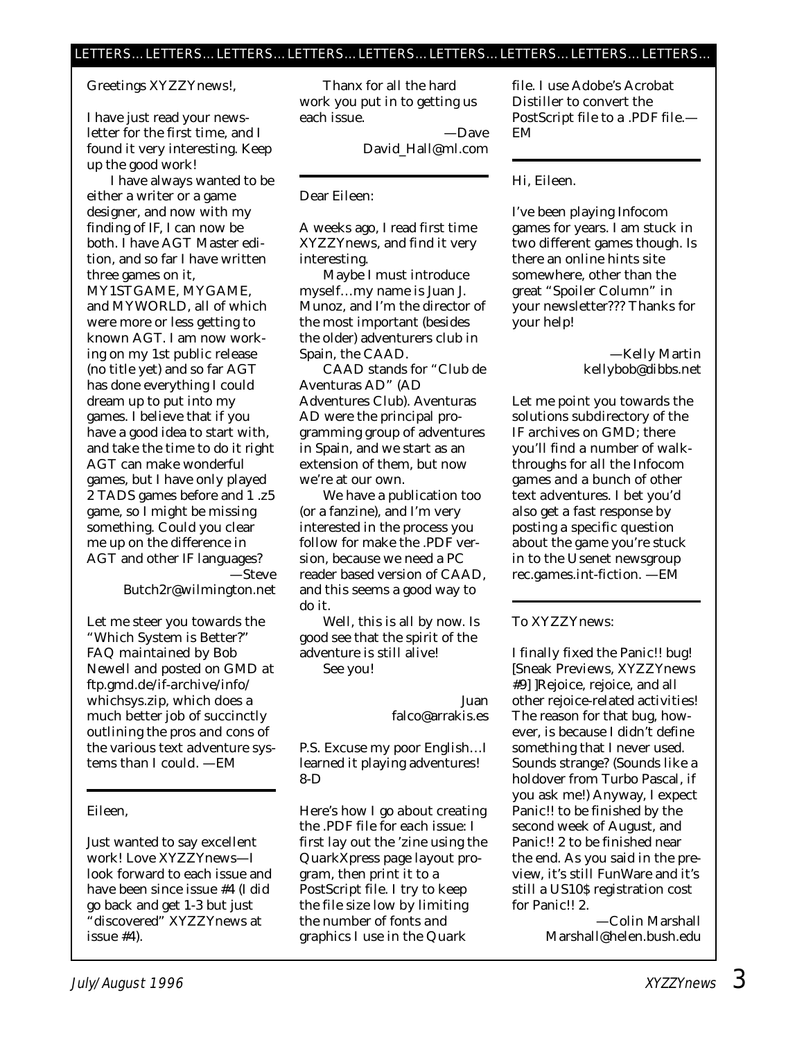## LETTERS… LETTERS… LETTERS… LETTERS… LETTERS… LETTERS… LETTERS… LETTERS… LETTERS…

Greetings XYZZYnews!,

I have just read your newsletter for the first time, and I found it very interesting. Keep up the good work!

I have always wanted to be either a writer or a game designer, and now with my finding of IF, I can now be both. I have AGT Master edition, and so far I have written three games on it, MY1STGAME, MYGAME, and MYWORLD, all of which were more or less getting to known AGT. I am now working on my 1st public release (no title yet) and so far AGT has done everything I could dream up to put into my games. I believe that if you have a good idea to start with, and take the time to do it right AGT can make wonderful games, but I have only played 2 TADS games before and 1 .z5 game, so I might be missing something. Could you clear me up on the difference in AGT and other IF languages?

—Steve
Butch2r@wilmington.net

Let me steer you towards the "Which System is Better?" FAQ maintained by Bob Newell and posted on GMD at ftp.gmd.de/if-archive/info/whichsys.zip, which does a much better job of succinctly outlining the pros and cons of the various text adventure systems than I could. —EM

---

Eileen,

Just wanted to say excellent work! Love XYZZYnews—I look forward to each issue and have been since issue #4 (I did go back and get 1-3 but just "discovered" XYZZYnews at issue #4).

Thanx for all the hard work you put in to getting us each issue.

—Dave
David_Hall@ml.com

---

Dear Eileen:

A weeks ago, I read first time XYZZYnews, and find it very interesting.

Maybe I must introduce myself…my name is Juan J. Munoz, and I'm the director of the most important (besides the older) adventurers club in Spain, the CAAD.

CAAD stands for "Club de Aventuras AD" (AD Adventures Club). Aventuras AD were the principal programming group of adventures in Spain, and we start as an extension of them, but now we're at our own.

We have a publication too (or a fanzine), and I'm very interested in the process you follow for make the .PDF version, because we need a PC reader based version of CAAD, and this seems a good way to do it.

Well, this is all by now. Is good see that the spirit of the adventure is still alive!

See you!

Juan
falco@arrakis.es

P.S. Excuse my poor English…I learned it playing adventures! 8-D

Here's how I go about creating the .PDF file for each issue: I first lay out the 'zine using the QuarkXpress page layout program, then print it to a PostScript file. I try to keep the file size low by limiting the number of fonts and graphics I use in the Quark file. I use Adobe's Acrobat Distiller to convert the PostScript file to a .PDF file.—EM

---

Hi, Eileen.

I've been playing Infocom games for years. I am stuck in two different games though. Is there an online hints site somewhere, other than the great "Spoiler Column" in your newsletter??? Thanks for your help!

—Kelly Martin
kellybob@dibbs.net

Let me point you towards the solutions subdirectory of the IF archives on GMD; there you'll find a number of walkthroughs for all the Infocom games and a bunch of other text adventures. I bet you'd also get a fast response by posting a specific question about the game you're stuck in to the Usenet newsgroup rec.games.int-fiction. —EM

---

To XYZZYnews:

I finally fixed the Panic!! bug! [Sneak Previews, XYZZYnews #9] ]Rejoice, rejoice, and all other rejoice-related activities! The reason for that bug, however, is because I didn't define something that I never used. Sounds strange? (Sounds like a holdover from Turbo Pascal, if you ask me!) Anyway, I expect Panic!! to be finished by the second week of August, and Panic!! 2 to be finished near the end. As you said in the preview, it's still FunWare and it's still a US10$ registration cost for Panic!! 2.

—Colin Marshall
Marshall@helen.bush.edu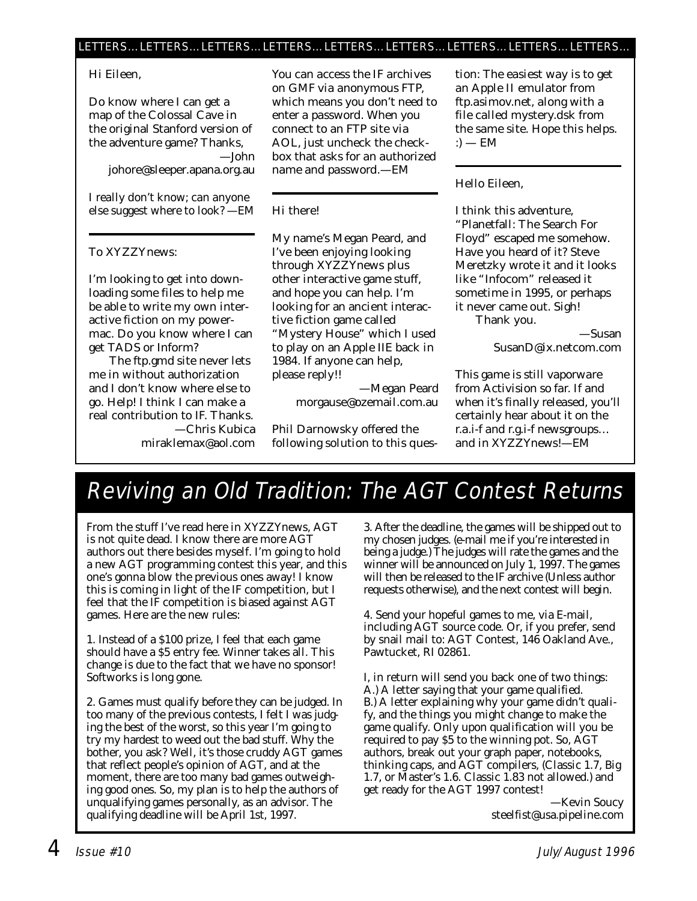LETTERS… LETTERS… LETTERS… LETTERS… LETTERS… LETTERS… LETTERS… LETTERS… LETTERS…

Hi Eileen,

Do know where I can get a map of the Colossal Cave in the original Stanford version of the adventure game? Thanks,

—John
johore@sleeper.apana.org.au

*I really don't know; can anyone else suggest where to look? —EM*

---

To XYZZYnews:

I'm looking to get into downloading some files to help me be able to write my own interactive fiction on my powermac. Do you know where I can get TADS or Inform?

The ftp.gmd site never lets me in without authorization and I don't know where else to go. Help! I think I can make a real contribution to IF. Thanks.

—Chris Kubica
miraklemax@aol.com

*You can access the IF archives on GMF via anonymous FTP, which means you don't need to enter a password. When you connect to an FTP site via AOL, just uncheck the checkbox that asks for an authorized name and password.—EM*

---

Hi there!

My name's Megan Peard, and I've been enjoying looking through XYZZYnews plus other interactive game stuff, and hope you can help. I'm looking for an ancient interactive fiction game called "Mystery House" which I used to play on an Apple IIE back in 1984. If anyone can help, please reply!!

—Megan Peard
morgause@ozemail.com.au

*Phil Darnowsky offered the following solution to this question: The easiest way is to get an Apple II emulator from ftp.asimov.net, along with a file called mystery.dsk from the same site. Hope this helps. :) — EM*

---

Hello Eileen,

I think this adventure, "Planetfall: The Search For Floyd" escaped me somehow. Have you heard of it? Steve Meretzky wrote it and it looks like "Infocom" released it sometime in 1995, or perhaps it never came out. Sigh!

Thank you.

—Susan
SusanD@ix.netcom.com

*This game is still vaporware from Activision so far. If and when it's finally released, you'll certainly hear about it on the r.a.i-f and r.g.i-f newsgroups… and in XYZZYnews!—EM*

# Reviving an Old Tradition: The AGT Contest Returns

From the stuff I've read here in XYZZYnews, AGT is not quite dead. I know there are more AGT authors out there besides myself. I'm going to hold a new AGT programming contest this year, and this one's gonna blow the previous ones away! I know this is coming in light of the IF competition, but I feel that the IF competition is biased against AGT games. Here are the new rules:

1. Instead of a $100 prize, I feel that each game should have a $5 entry fee. Winner takes all. This change is due to the fact that we have no sponsor! Softworks is long gone.

2. Games must qualify before they can be judged. In too many of the previous contests, I felt I was judging the best of the worst, so this year I'm going to try my hardest to weed out the bad stuff. Why the bother, you ask? Well, it's those cruddy AGT games that reflect people's opinion of AGT, and at the moment, there are too many bad games outweighing good ones. So, my plan is to help the authors of unqualifying games personally, as an advisor. The qualifying deadline will be April 1st, 1997.

3. After the deadline, the games will be shipped out to my chosen judges. (e-mail me if you're interested in being a judge.) The judges will rate the games and the winner will be announced on July 1, 1997. The games will then be released to the IF archive (Unless author requests otherwise), and the next contest will begin.

4. Send your hopeful games to me, via E-mail, including AGT source code. Or, if you prefer, send by snail mail to: AGT Contest, 146 Oakland Ave., Pawtucket, RI 02861.

I, in return will send you back one of two things:
A.) A letter saying that your game qualified.
B.) A letter explaining why your game didn't qualify, and the things you might change to make the game qualify. Only upon qualification will you be required to pay $5 to the winning pot. So, AGT authors, break out your graph paper, notebooks, thinking caps, and AGT compilers, (Classic 1.7, Big 1.7, or Master's 1.6. Classic 1.83 not allowed.) and get ready for the AGT 1997 contest!

—Kevin Soucy
steelfist@usa.pipeline.com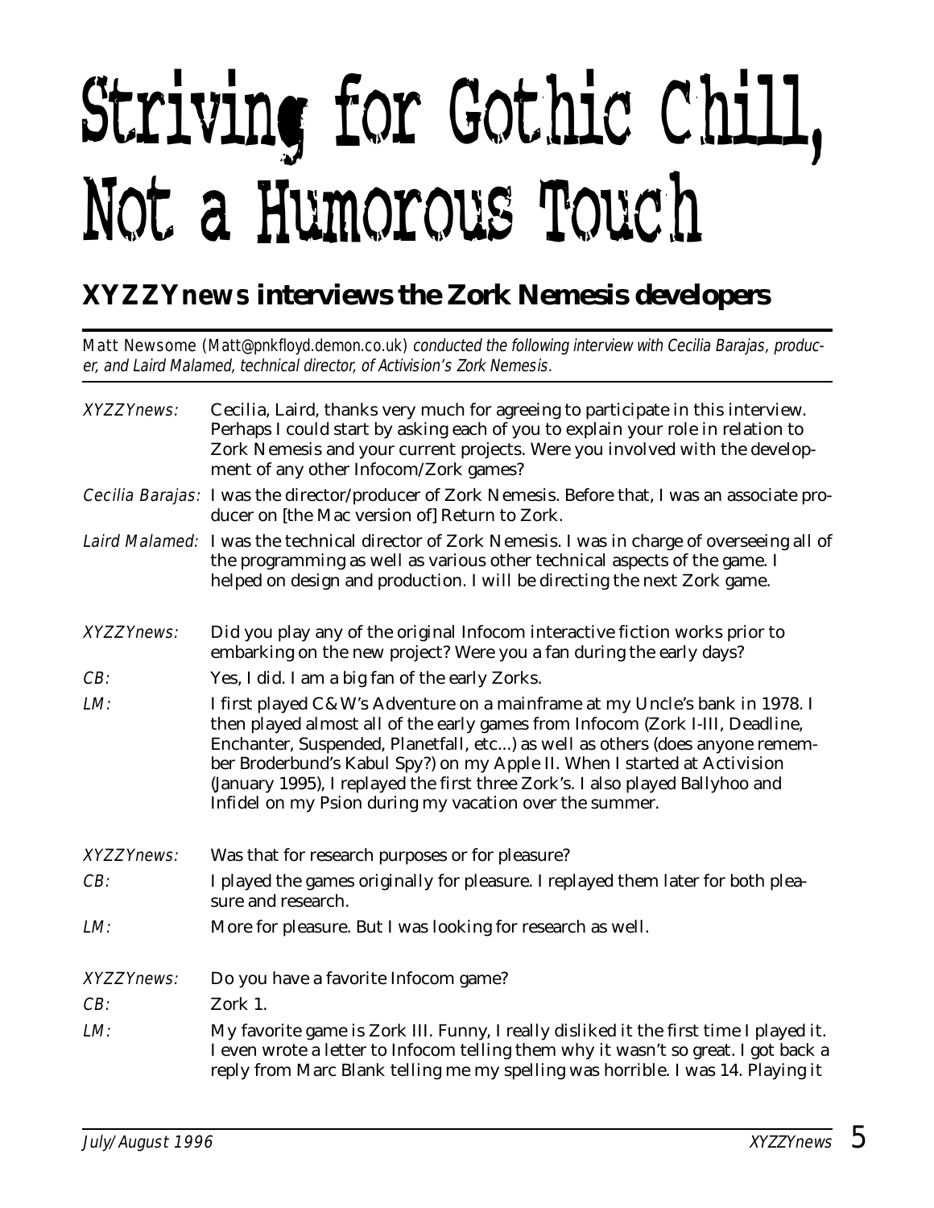# Striving for Gothic Chill, Not a Humorous Touch

## XYZZYnews interviews the Zork Nemesis developers

*Matt Newsome (Matt@pnkfloyd.demon.co.uk) conducted the following interview with Cecilia Barajas, producer, and Laird Malamed, technical director, of Activision's Zork Nemesis.*

*XYZZYnews:* Cecilia, Laird, thanks very much for agreeing to participate in this interview. Perhaps I could start by asking each of you to explain your role in relation to Zork Nemesis and your current projects. Were you involved with the development of any other Infocom/Zork games?

*Cecilia Barajas:* I was the director/producer of Zork Nemesis. Before that, I was an associate producer on [the Mac version of] Return to Zork.

*Laird Malamed:* I was the technical director of Zork Nemesis. I was in charge of overseeing all of the programming as well as various other technical aspects of the game. I helped on design and production. I will be directing the next Zork game.

*XYZZYnews:* Did you play any of the original Infocom interactive fiction works prior to embarking on the new project? Were you a fan during the early days?

*CB:* Yes, I did. I am a big fan of the early Zorks.

*LM:* I first played C&W's Adventure on a mainframe at my Uncle's bank in 1978. I then played almost all of the early games from Infocom (Zork I-III, Deadline, Enchanter, Suspended, Planetfall, etc...) as well as others (does anyone remember Broderbund's Kabul Spy?) on my Apple II. When I started at Activision (January 1995), I replayed the first three Zork's. I also played Ballyhoo and Infidel on my Psion during my vacation over the summer.

*XYZZYnews:* Was that for research purposes or for pleasure?

*CB:* I played the games originally for pleasure. I replayed them later for both pleasure and research.

*LM:* More for pleasure. But I was looking for research as well.

*XYZZYnews:* Do you have a favorite Infocom game?

*CB:* Zork 1.

*LM:* My favorite game is Zork III. Funny, I really disliked it the first time I played it. I even wrote a letter to Infocom telling them why it wasn't so great. I got back a reply from Marc Blank telling me my spelling was horrible. I was 14. Playing it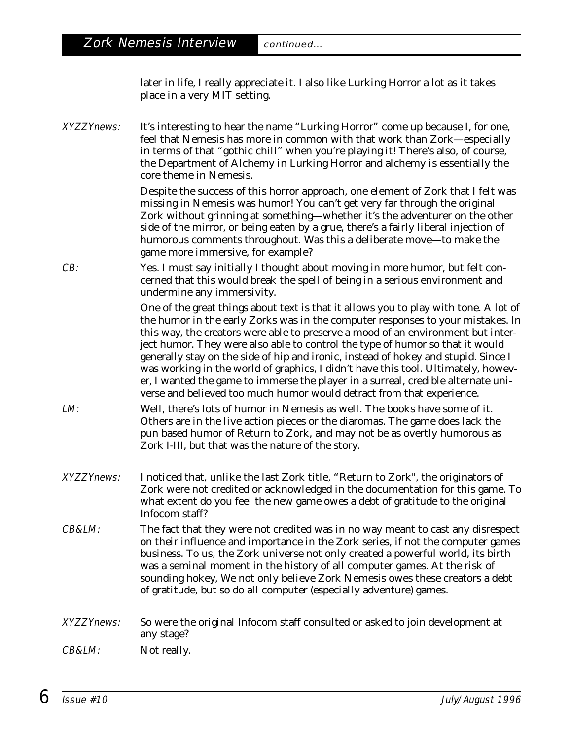## Zork Nemesis Interview *continued...*

later in life, I really appreciate it. I also like Lurking Horror a lot as it takes place in a very MIT setting.

*XYZZYnews:* It's interesting to hear the name "Lurking Horror" come up because I, for one, feel that Nemesis has more in common with that work than Zork—especially in terms of that "gothic chill" when you're playing it! There's also, of course, the Department of Alchemy in Lurking Horror and alchemy is essentially the core theme in Nemesis.

Despite the success of this horror approach, one element of Zork that I felt was missing in Nemesis was humor! You can't get very far through the original Zork without grinning at something—whether it's the adventurer on the other side of the mirror, or being eaten by a grue, there's a fairly liberal injection of humorous comments throughout. Was this a deliberate move—to make the game more immersive, for example?

*CB:* Yes. I must say initially I thought about moving in more humor, but felt concerned that this would break the spell of being in a serious environment and undermine any immersivity.

One of the great things about text is that it allows you to play with tone. A lot of the humor in the early Zorks was in the computer responses to your mistakes. In this way, the creators were able to preserve a mood of an environment but interject humor. They were also able to control the type of humor so that it would generally stay on the side of hip and ironic, instead of hokey and stupid. Since I was working in the world of graphics, I didn't have this tool. Ultimately, however, I wanted the game to immerse the player in a surreal, credible alternate universe and believed too much humor would detract from that experience.

*LM:* Well, there's lots of humor in Nemesis as well. The books have some of it. Others are in the live action pieces or the diaromas. The game does lack the pun based humor of Return to Zork, and may not be as overtly humorous as Zork I-III, but that was the nature of the story.

*XYZZYnews:* I noticed that, unlike the last Zork title, "Return to Zork", the originators of Zork were not credited or acknowledged in the documentation for this game. To what extent do you feel the new game owes a debt of gratitude to the original Infocom staff?

*CB&LM:* The fact that they were not credited was in no way meant to cast any disrespect on their influence and importance in the Zork series, if not the computer games business. To us, the Zork universe not only created a powerful world, its birth was a seminal moment in the history of all computer games. At the risk of sounding hokey, We not only believe Zork Nemesis owes these creators a debt of gratitude, but so do all computer (especially adventure) games.

*XYZZYnews:* So were the original Infocom staff consulted or asked to join development at any stage?

*CB&LM:* Not really.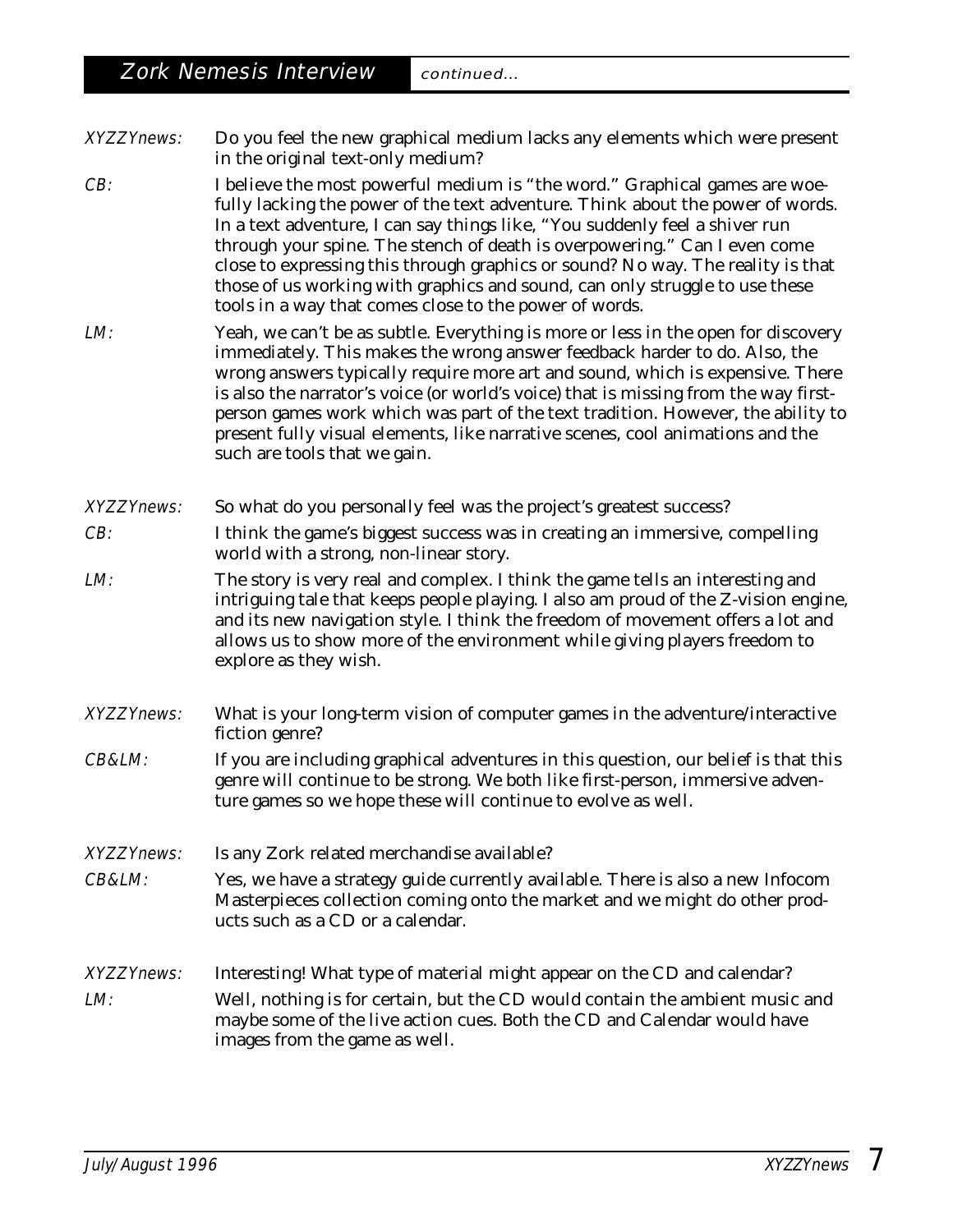**XYZZYnews:** Do you feel the new graphical medium lacks any elements which were present in the original text-only medium?

**CB:** I believe the most powerful medium is "the word." Graphical games are woefully lacking the power of the text adventure. Think about the power of words. In a text adventure, I can say things like, "You suddenly feel a shiver run through your spine. The stench of death is overpowering." Can I even come close to expressing this through graphics or sound? No way. The reality is that those of us working with graphics and sound, can only struggle to use these tools in a way that comes close to the power of words.

**LM:** Yeah, we can't be as subtle. Everything is more or less in the open for discovery immediately. This makes the wrong answer feedback harder to do. Also, the wrong answers typically require more art and sound, which is expensive. There is also the narrator's voice (or world's voice) that is missing from the way first-person games work which was part of the text tradition. However, the ability to present fully visual elements, like narrative scenes, cool animations and the such are tools that we gain.

**XYZZYnews:** So what do you personally feel was the project's greatest success?

**CB:** I think the game's biggest success was in creating an immersive, compelling world with a strong, non-linear story.

**LM:** The story is very real and complex. I think the game tells an interesting and intriguing tale that keeps people playing. I also am proud of the Z-vision engine, and its new navigation style. I think the freedom of movement offers a lot and allows us to show more of the environment while giving players freedom to explore as they wish.

**XYZZYnews:** What is your long-term vision of computer games in the adventure/interactive fiction genre?

**CB&LM:** If you are including graphical adventures in this question, our belief is that this genre will continue to be strong. We both like first-person, immersive adventure games so we hope these will continue to evolve as well.

**XYZZYnews:** Is any Zork related merchandise available?

**CB&LM:** Yes, we have a strategy guide currently available. There is also a new Infocom Masterpieces collection coming onto the market and we might do other products such as a CD or a calendar.

**XYZZYnews:** Interesting! What type of material might appear on the CD and calendar?

**LM:** Well, nothing is for certain, but the CD would contain the ambient music and maybe some of the live action cues. Both the CD and Calendar would have images from the game as well.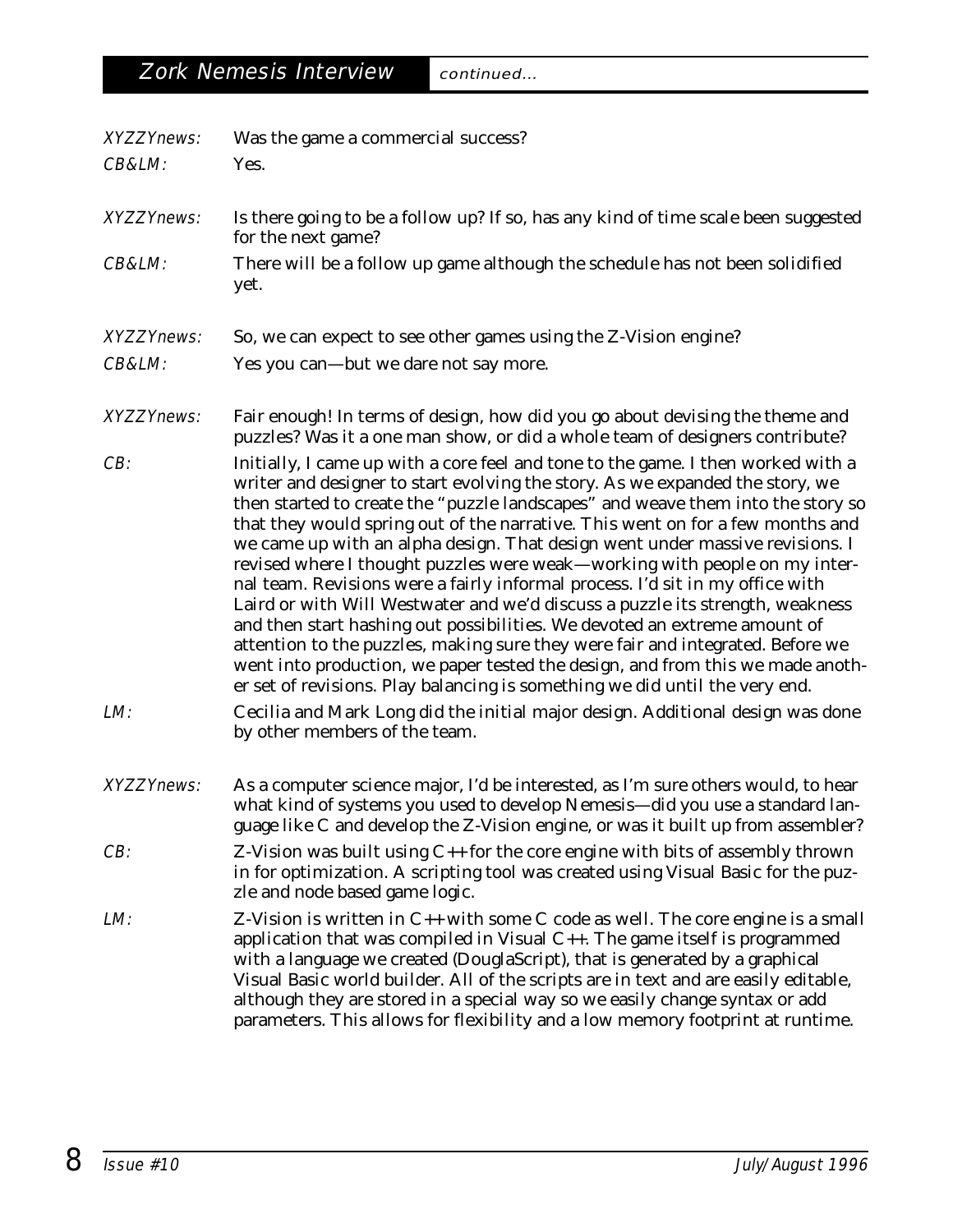**XYZZYnews:** Was the game a commercial success?

**CB&LM:** Yes.

**XYZZYnews:** Is there going to be a follow up? If so, has any kind of time scale been suggested for the next game?

**CB&LM:** There will be a follow up game although the schedule has not been solidified yet.

**XYZZYnews:** So, we can expect to see other games using the Z-Vision engine?

**CB&LM:** Yes you can—but we dare not say more.

**XYZZYnews:** Fair enough! In terms of design, how did you go about devising the theme and puzzles? Was it a one man show, or did a whole team of designers contribute?

**CB:** Initially, I came up with a core feel and tone to the game. I then worked with a writer and designer to start evolving the story. As we expanded the story, we then started to create the "puzzle landscapes" and weave them into the story so that they would spring out of the narrative. This went on for a few months and we came up with an alpha design. That design went under massive revisions. I revised where I thought puzzles were weak—working with people on my internal team. Revisions were a fairly informal process. I'd sit in my office with Laird or with Will Westwater and we'd discuss a puzzle its strength, weakness and then start hashing out possibilities. We devoted an extreme amount of attention to the puzzles, making sure they were fair and integrated. Before we went into production, we paper tested the design, and from this we made another set of revisions. Play balancing is something we did until the very end.

**LM:** Cecilia and Mark Long did the initial major design. Additional design was done by other members of the team.

**XYZZYnews:** As a computer science major, I'd be interested, as I'm sure others would, to hear what kind of systems you used to develop Nemesis—did you use a standard language like C and develop the Z-Vision engine, or was it built up from assembler?

**CB:** Z-Vision was built using C++ for the core engine with bits of assembly thrown in for optimization. A scripting tool was created using Visual Basic for the puzzle and node based game logic.

**LM:** Z-Vision is written in C++ with some C code as well. The core engine is a small application that was compiled in Visual C++. The game itself is programmed with a language we created (DouglaScript), that is generated by a graphical Visual Basic world builder. All of the scripts are in text and are easily editable, although they are stored in a special way so we easily change syntax or add parameters. This allows for flexibility and a low memory footprint at runtime.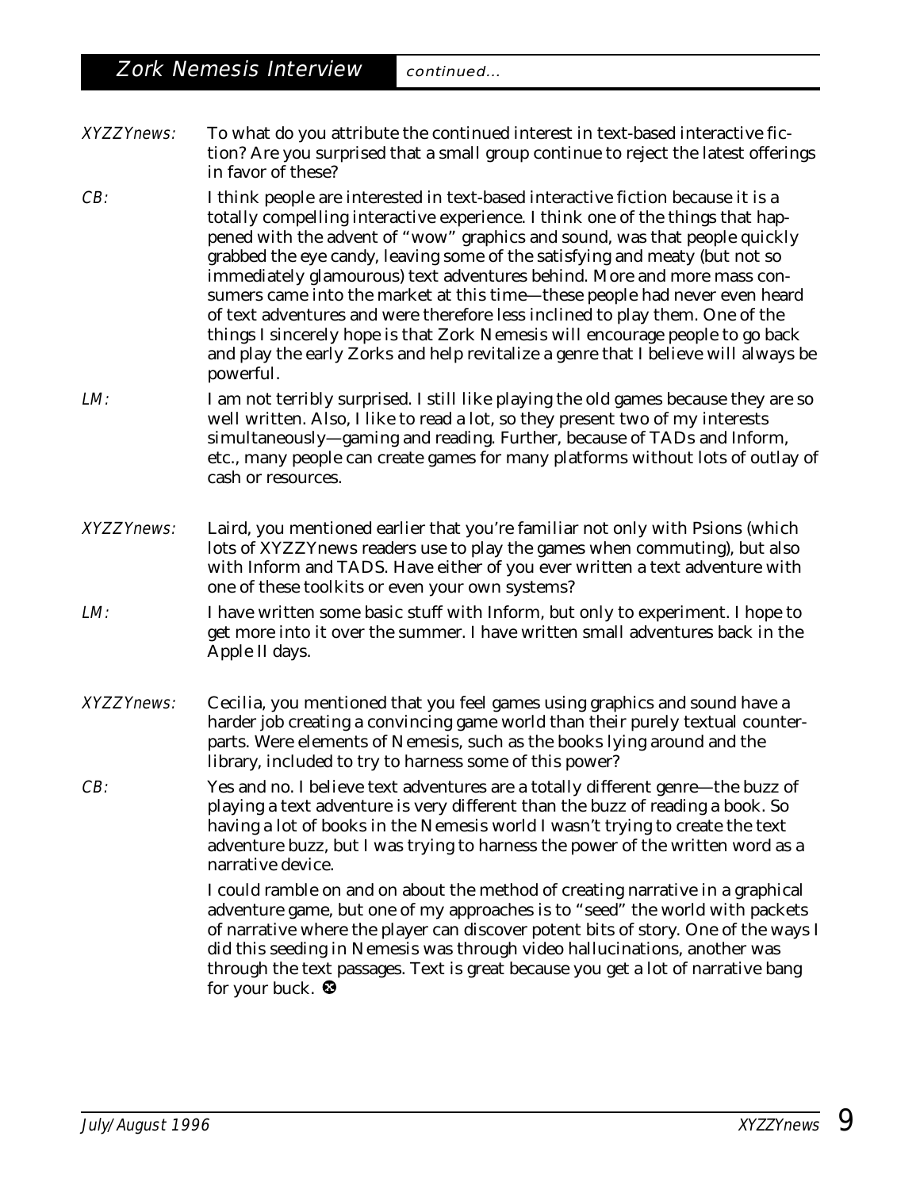XYZZYnews: To what do you attribute the continued interest in text-based interactive fiction? Are you surprised that a small group continue to reject the latest offerings in favor of these?

CB: I think people are interested in text-based interactive fiction because it is a totally compelling interactive experience. I think one of the things that happened with the advent of "wow" graphics and sound, was that people quickly grabbed the eye candy, leaving some of the satisfying and meaty (but not so immediately glamourous) text adventures behind. More and more mass consumers came into the market at this time—these people had never even heard of text adventures and were therefore less inclined to play them. One of the things I sincerely hope is that Zork Nemesis will encourage people to go back and play the early Zorks and help revitalize a genre that I believe will always be powerful.

LM: I am not terribly surprised. I still like playing the old games because they are so well written. Also, I like to read a lot, so they present two of my interests simultaneously—gaming and reading. Further, because of TADs and Inform, etc., many people can create games for many platforms without lots of outlay of cash or resources.

XYZZYnews: Laird, you mentioned earlier that you're familiar not only with Psions (which lots of XYZZYnews readers use to play the games when commuting), but also with Inform and TADS. Have either of you ever written a text adventure with one of these toolkits or even your own systems?

LM: I have written some basic stuff with Inform, but only to experiment. I hope to get more into it over the summer. I have written small adventures back in the Apple II days.

XYZZYnews: Cecilia, you mentioned that you feel games using graphics and sound have a harder job creating a convincing game world than their purely textual counterparts. Were elements of Nemesis, such as the books lying around and the library, included to try to harness some of this power?

CB: Yes and no. I believe text adventures are a totally different genre—the buzz of playing a text adventure is very different than the buzz of reading a book. So having a lot of books in the Nemesis world I wasn't trying to create the text adventure buzz, but I was trying to harness the power of the written word as a narrative device.

I could ramble on and on about the method of creating narrative in a graphical adventure game, but one of my approaches is to "seed" the world with packets of narrative where the player can discover potent bits of story. One of the ways I did this seeding in Nemesis was through video hallucinations, another was through the text passages. Text is great because you get a lot of narrative bang for your buck. ⊗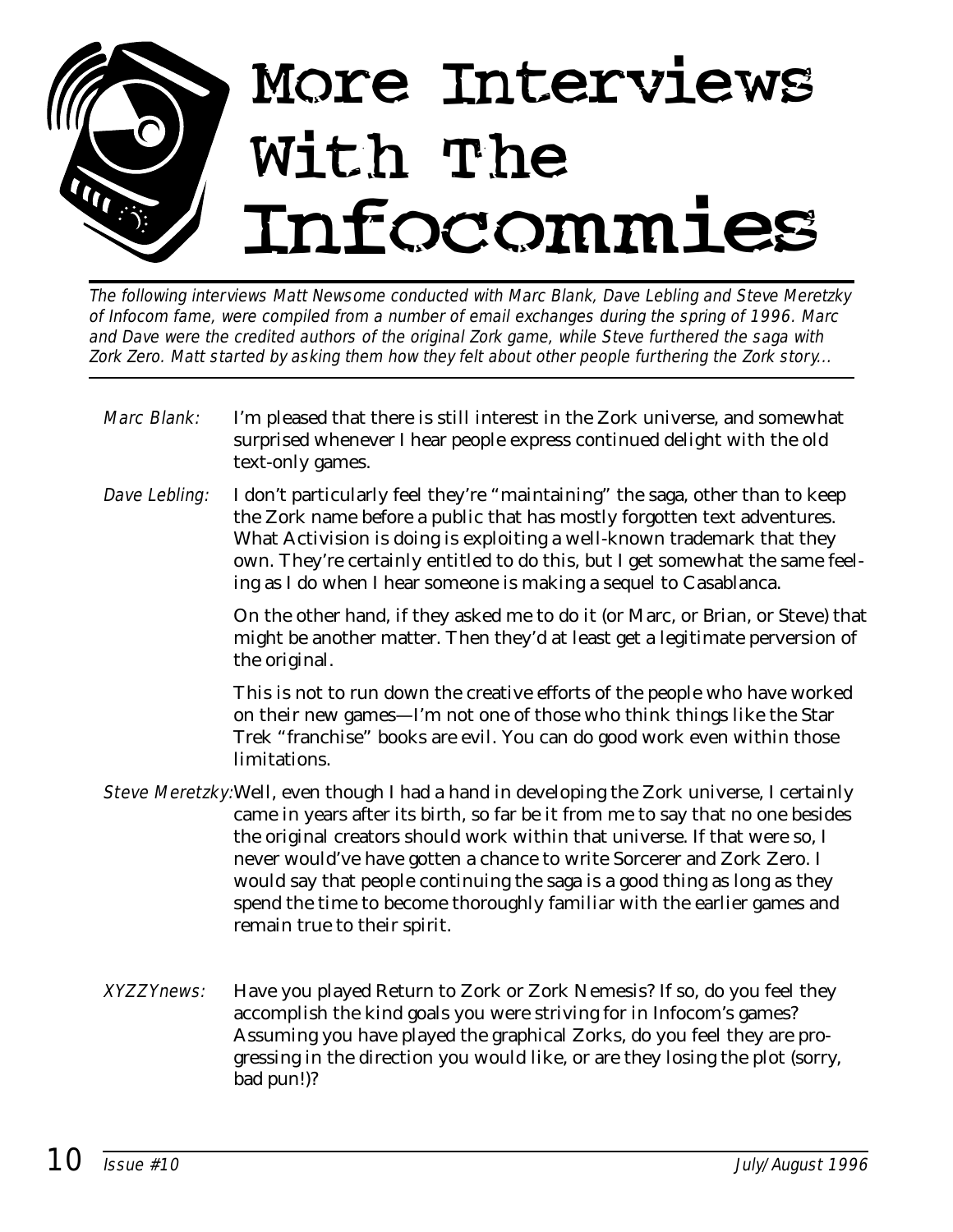# More Interviews With The Infocommies

*The following interviews Matt Newsome conducted with Marc Blank, Dave Lebling and Steve Meretzky of Infocom fame, were compiled from a number of email exchanges during the spring of 1996. Marc and Dave were the credited authors of the original Zork game, while Steve furthered the saga with Zork Zero. Matt started by asking them how they felt about other people furthering the Zork story...*

*Marc Blank:* I'm pleased that there is still interest in the Zork universe, and somewhat surprised whenever I hear people express continued delight with the old text-only games.

*Dave Lebling:* I don't particularly feel they're "maintaining" the saga, other than to keep the Zork name before a public that has mostly forgotten text adventures. What Activision is doing is exploiting a well-known trademark that they own. They're certainly entitled to do this, but I get somewhat the same feeling as I do when I hear someone is making a sequel to Casablanca.

On the other hand, if they asked me to do it (or Marc, or Brian, or Steve) that might be another matter. Then they'd at least get a legitimate perversion of the original.

This is not to run down the creative efforts of the people who have worked on their new games—I'm not one of those who think things like the Star Trek "franchise" books are evil. You can do good work even within those limitations.

*Steve Meretzky:* Well, even though I had a hand in developing the Zork universe, I certainly came in years after its birth, so far be it from me to say that no one besides the original creators should work within that universe. If that were so, I never would've have gotten a chance to write Sorcerer and Zork Zero. I would say that people continuing the saga is a good thing as long as they spend the time to become thoroughly familiar with the earlier games and remain true to their spirit.

*XYZZYnews:* Have you played Return to Zork or Zork Nemesis? If so, do you feel they accomplish the kind goals you were striving for in Infocom's games? Assuming you have played the graphical Zorks, do you feel they are progressing in the direction you would like, or are they losing the plot (sorry, bad pun!)?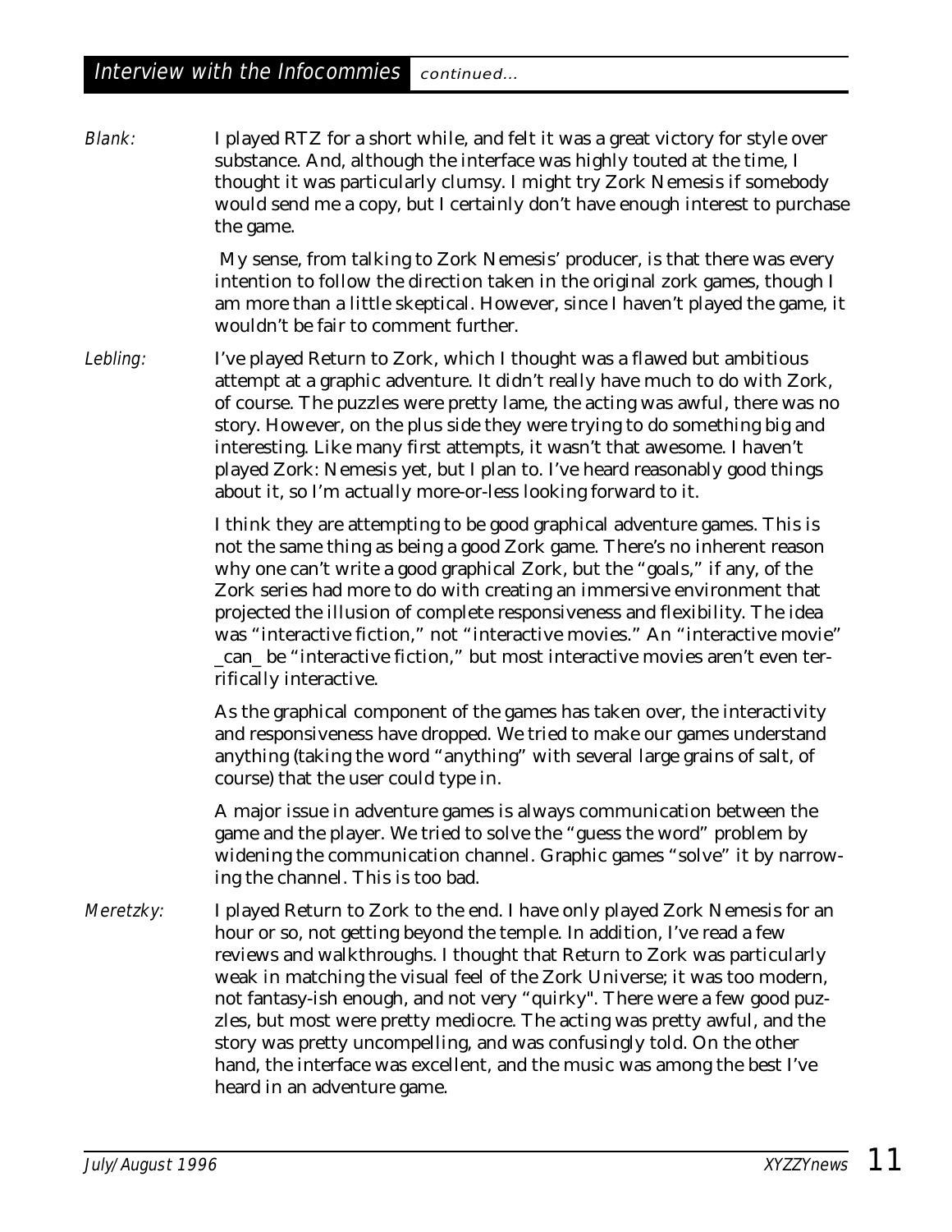## Interview with the Infocommies *continued...*

*Blank:* I played RTZ for a short while, and felt it was a great victory for style over substance. And, although the interface was highly touted at the time, I thought it was particularly clumsy. I might try Zork Nemesis if somebody would send me a copy, but I certainly don't have enough interest to purchase the game.

My sense, from talking to Zork Nemesis' producer, is that there was every intention to follow the direction taken in the original zork games, though I am more than a little skeptical. However, since I haven't played the game, it wouldn't be fair to comment further.

*Lebling:* I've played Return to Zork, which I thought was a flawed but ambitious attempt at a graphic adventure. It didn't really have much to do with Zork, of course. The puzzles were pretty lame, the acting was awful, there was no story. However, on the plus side they were trying to do something big and interesting. Like many first attempts, it wasn't that awesome. I haven't played Zork: Nemesis yet, but I plan to. I've heard reasonably good things about it, so I'm actually more-or-less looking forward to it.

I think they are attempting to be good graphical adventure games. This is not the same thing as being a good Zork game. There's no inherent reason why one can't write a good graphical Zork, but the "goals," if any, of the Zork series had more to do with creating an immersive environment that projected the illusion of complete responsiveness and flexibility. The idea was "interactive fiction," not "interactive movies." An "interactive movie" _can_ be "interactive fiction," but most interactive movies aren't even terrifically interactive.

As the graphical component of the games has taken over, the interactivity and responsiveness have dropped. We tried to make our games understand anything (taking the word "anything" with several large grains of salt, of course) that the user could type in.

A major issue in adventure games is always communication between the game and the player. We tried to solve the "guess the word" problem by widening the communication channel. Graphic games "solve" it by narrowing the channel. This is too bad.

*Meretzky:* I played Return to Zork to the end. I have only played Zork Nemesis for an hour or so, not getting beyond the temple. In addition, I've read a few reviews and walkthroughs. I thought that Return to Zork was particularly weak in matching the visual feel of the Zork Universe; it was too modern, not fantasy-ish enough, and not very "quirky". There were a few good puzzles, but most were pretty mediocre. The acting was pretty awful, and the story was pretty uncompelling, and was confusingly told. On the other hand, the interface was excellent, and the music was among the best I've heard in an adventure game.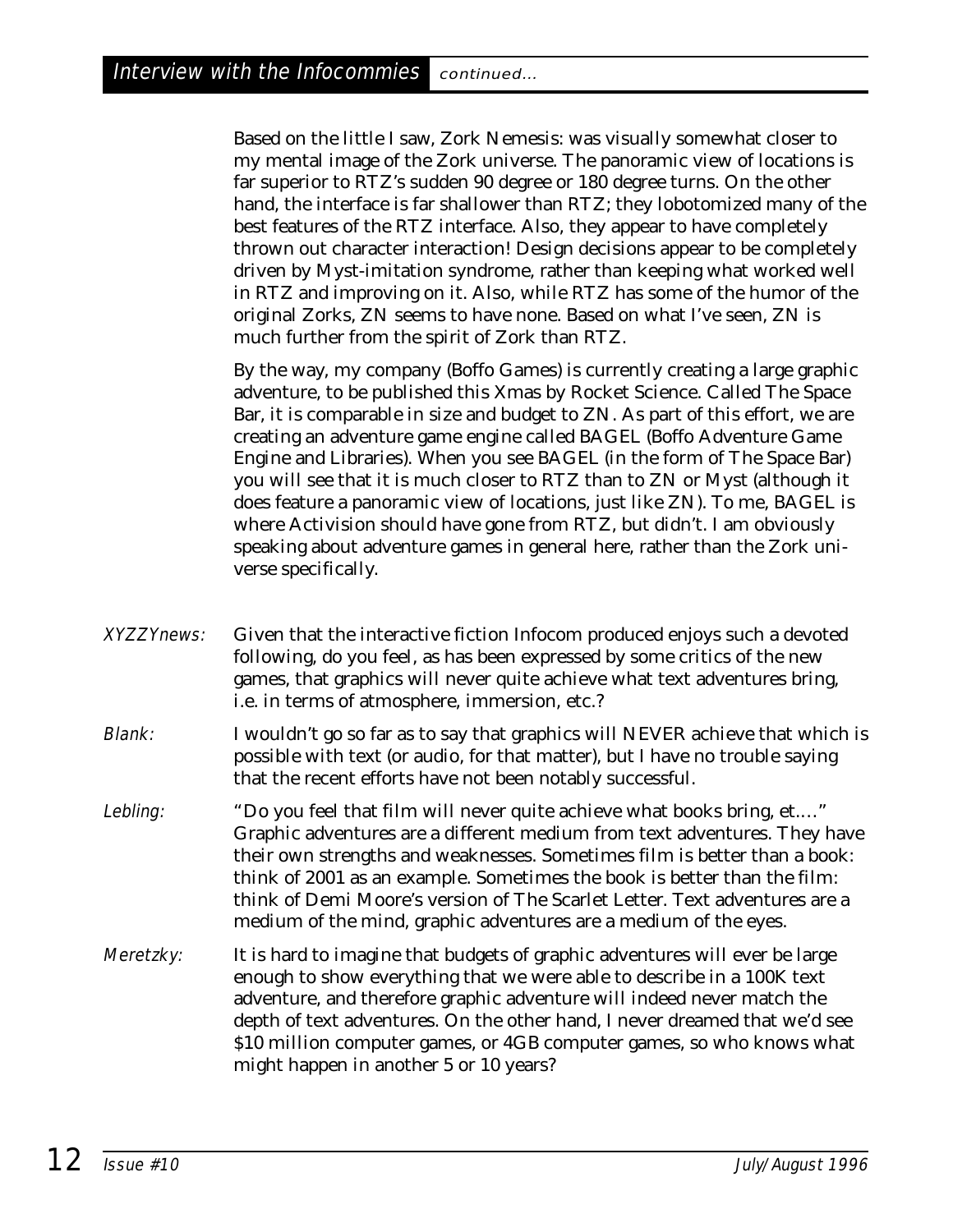Based on the little I saw, Zork Nemesis: was visually somewhat closer to my mental image of the Zork universe. The panoramic view of locations is far superior to RTZ's sudden 90 degree or 180 degree turns. On the other hand, the interface is far shallower than RTZ; they lobotomized many of the best features of the RTZ interface. Also, they appear to have completely thrown out character interaction! Design decisions appear to be completely driven by Myst-imitation syndrome, rather than keeping what worked well in RTZ and improving on it. Also, while RTZ has some of the humor of the original Zorks, ZN seems to have none. Based on what I've seen, ZN is much further from the spirit of Zork than RTZ.

By the way, my company (Boffo Games) is currently creating a large graphic adventure, to be published this Xmas by Rocket Science. Called The Space Bar, it is comparable in size and budget to ZN. As part of this effort, we are creating an adventure game engine called BAGEL (Boffo Adventure Game Engine and Libraries). When you see BAGEL (in the form of The Space Bar) you will see that it is much closer to RTZ than to ZN or Myst (although it does feature a panoramic view of locations, just like ZN). To me, BAGEL is where Activision should have gone from RTZ, but didn't. I am obviously speaking about adventure games in general here, rather than the Zork universe specifically.

*XYZZYnews:* Given that the interactive fiction Infocom produced enjoys such a devoted following, do you feel, as has been expressed by some critics of the new games, that graphics will never quite achieve what text adventures bring, i.e. in terms of atmosphere, immersion, etc.?

*Blank:* I wouldn't go so far as to say that graphics will NEVER achieve that which is possible with text (or audio, for that matter), but I have no trouble saying that the recent efforts have not been notably successful.

*Lebling:* "Do you feel that film will never quite achieve what books bring, et...." Graphic adventures are a different medium from text adventures. They have their own strengths and weaknesses. Sometimes film is better than a book: think of 2001 as an example. Sometimes the book is better than the film: think of Demi Moore's version of The Scarlet Letter. Text adventures are a medium of the mind, graphic adventures are a medium of the eyes.

*Meretzky:* It is hard to imagine that budgets of graphic adventures will ever be large enough to show everything that we were able to describe in a 100K text adventure, and therefore graphic adventure will indeed never match the depth of text adventures. On the other hand, I never dreamed that we'd see $10 million computer games, or 4GB computer games, so who knows what might happen in another 5 or 10 years?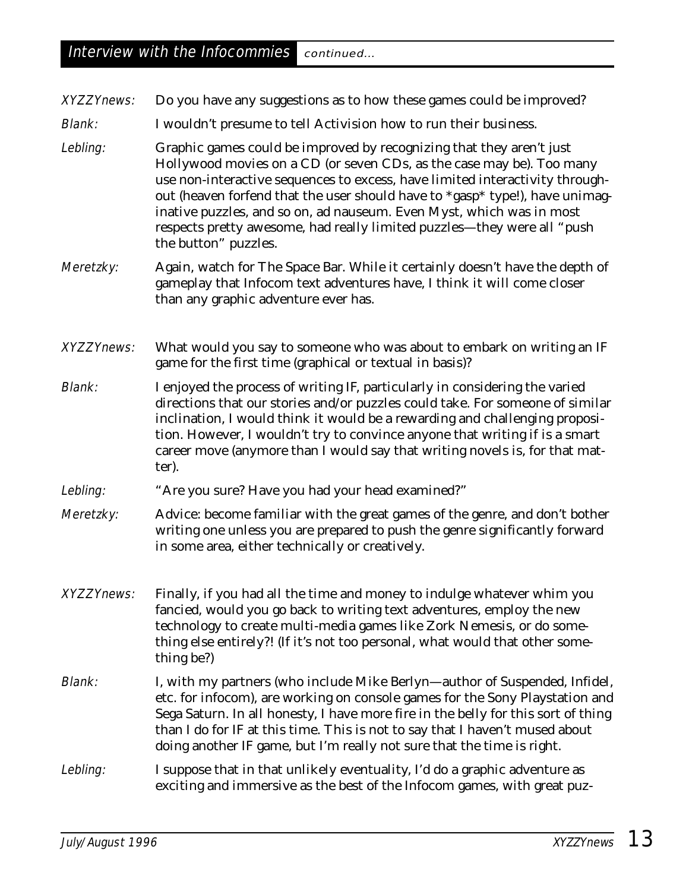## Interview with the Infocommies *continued...*

*XYZZYnews:* Do you have any suggestions as to how these games could be improved?

*Blank:* I wouldn't presume to tell Activision how to run their business.

*Lebling:* Graphic games could be improved by recognizing that they aren't just Hollywood movies on a CD (or seven CDs, as the case may be). Too many use non-interactive sequences to excess, have limited interactivity throughout (heaven forfend that the user should have to *gasp* type!), have unimaginative puzzles, and so on, ad nauseum. Even Myst, which was in most respects pretty awesome, had really limited puzzles—they were all "push the button" puzzles.

*Meretzky:* Again, watch for The Space Bar. While it certainly doesn't have the depth of gameplay that Infocom text adventures have, I think it will come closer than any graphic adventure ever has.

*XYZZYnews:* What would you say to someone who was about to embark on writing an IF game for the first time (graphical or textual in basis)?

*Blank:* I enjoyed the process of writing IF, particularly in considering the varied directions that our stories and/or puzzles could take. For someone of similar inclination, I would think it would be a rewarding and challenging proposition. However, I wouldn't try to convince anyone that writing if is a smart career move (anymore than I would say that writing novels is, for that matter).

*Lebling:* "Are you sure? Have you had your head examined?"

*Meretzky:* Advice: become familiar with the great games of the genre, and don't bother writing one unless you are prepared to push the genre significantly forward in some area, either technically or creatively.

*XYZZYnews:* Finally, if you had all the time and money to indulge whatever whim you fancied, would you go back to writing text adventures, employ the new technology to create multi-media games like Zork Nemesis, or do something else entirely?! (If it's not too personal, what would that other something be?)

*Blank:* I, with my partners (who include Mike Berlyn—author of Suspended, Infidel, etc. for infocom), are working on console games for the Sony Playstation and Sega Saturn. In all honesty, I have more fire in the belly for this sort of thing than I do for IF at this time. This is not to say that I haven't mused about doing another IF game, but I'm really not sure that the time is right.

*Lebling:* I suppose that in that unlikely eventuality, I'd do a graphic adventure as exciting and immersive as the best of the Infocom games, with great puz-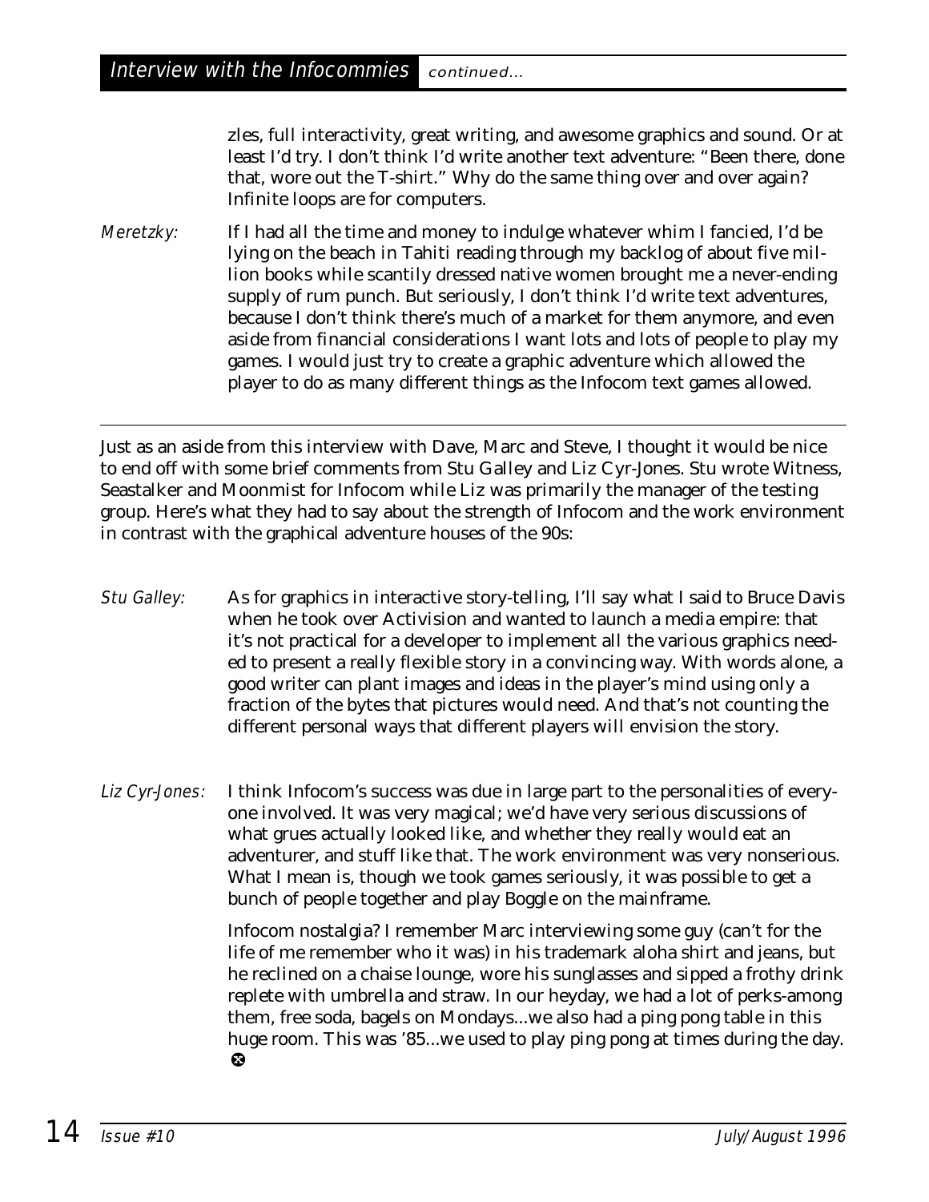zles, full interactivity, great writing, and awesome graphics and sound. Or at least I'd try. I don't think I'd write another text adventure: "Been there, done that, wore out the T-shirt." Why do the same thing over and over again? Infinite loops are for computers.

*Meretzky:* If I had all the time and money to indulge whatever whim I fancied, I'd be lying on the beach in Tahiti reading through my backlog of about five million books while scantily dressed native women brought me a never-ending supply of rum punch. But seriously, I don't think I'd write text adventures, because I don't think there's much of a market for them anymore, and even aside from financial considerations I want lots and lots of people to play my games. I would just try to create a graphic adventure which allowed the player to do as many different things as the Infocom text games allowed.

---

Just as an aside from this interview with Dave, Marc and Steve, I thought it would be nice to end off with some brief comments from Stu Galley and Liz Cyr-Jones. Stu wrote Witness, Seastalker and Moonmist for Infocom while Liz was primarily the manager of the testing group. Here's what they had to say about the strength of Infocom and the work environment in contrast with the graphical adventure houses of the 90s:

*Stu Galley:* As for graphics in interactive story-telling, I'll say what I said to Bruce Davis when he took over Activision and wanted to launch a media empire: that it's not practical for a developer to implement all the various graphics needed to present a really flexible story in a convincing way. With words alone, a good writer can plant images and ideas in the player's mind using only a fraction of the bytes that pictures would need. And that's not counting the different personal ways that different players will envision the story.

*Liz Cyr-Jones:* I think Infocom's success was due in large part to the personalities of everyone involved. It was very magical; we'd have very serious discussions of what grues actually looked like, and whether they really would eat an adventurer, and stuff like that. The work environment was very nonserious. What I mean is, though we took games seriously, it was possible to get a bunch of people together and play Boggle on the mainframe.

Infocom nostalgia? I remember Marc interviewing some guy (can't for the life of me remember who it was) in his trademark aloha shirt and jeans, but he reclined on a chaise lounge, wore his sunglasses and sipped a frothy drink replete with umbrella and straw. In our heyday, we had a lot of perks-among them, free soda, bagels on Mondays...we also had a ping pong table in this huge room. This was '85...we used to play ping pong at times during the day.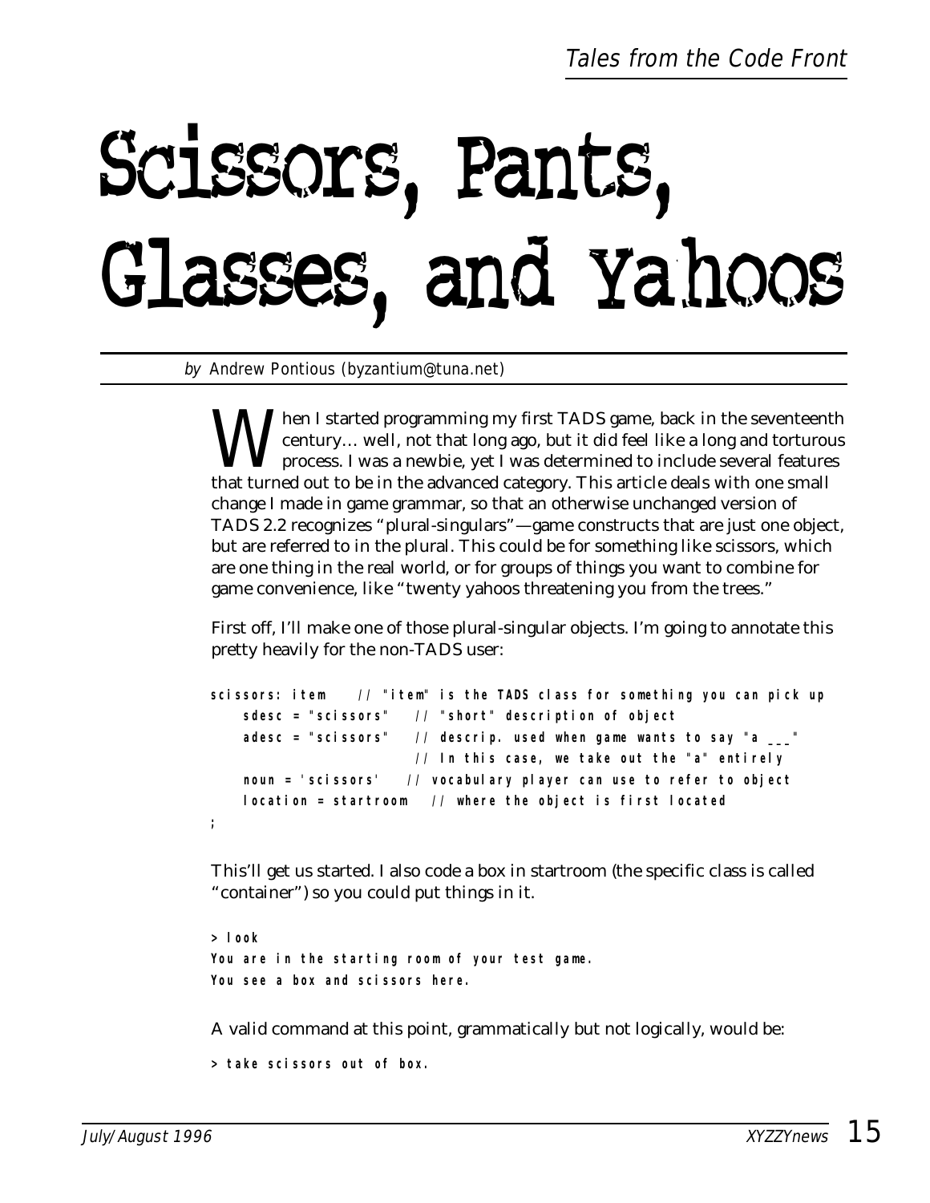# Scissors, Pants, Glasses, and Yahoos

*by* Andrew Pontious (byzantium@tuna.net)

When I started programming my first TADS game, back in the seventeenth century… well, not that long ago, but it did feel like a long and torturous process. I was a newbie, yet I was determined to include several features that turned out to be in the advanced category. This article deals with one small change I made in game grammar, so that an otherwise unchanged version of TADS 2.2 recognizes "plural-singulars"—game constructs that are just one object, but are referred to in the plural. This could be for something like scissors, which are one thing in the real world, or for groups of things you want to combine for game convenience, like "twenty yahoos threatening you from the trees."

First off, I'll make one of those plural-singular objects. I'm going to annotate this pretty heavily for the non-TADS user:

```
scissors: item    // "item" is the TADS class for something you can pick up
    sdesc = "scissors"    // "short" description of object
    adesc = "scissors"    // descrip. used when game wants to say "a ___"
                          // In this case, we take out the "a" entirely
    noun = 'scissors'     // vocabulary player can use to refer to object
    location = startroom  // where the object is first located
;
```

This'll get us started. I also code a box in startroom (the specific class is called "container") so you could put things in it.

```
> look
You are in the starting room of your test game.
You see a box and scissors here.
```

A valid command at this point, grammatically but not logically, would be:

```
> take scissors out of box.
```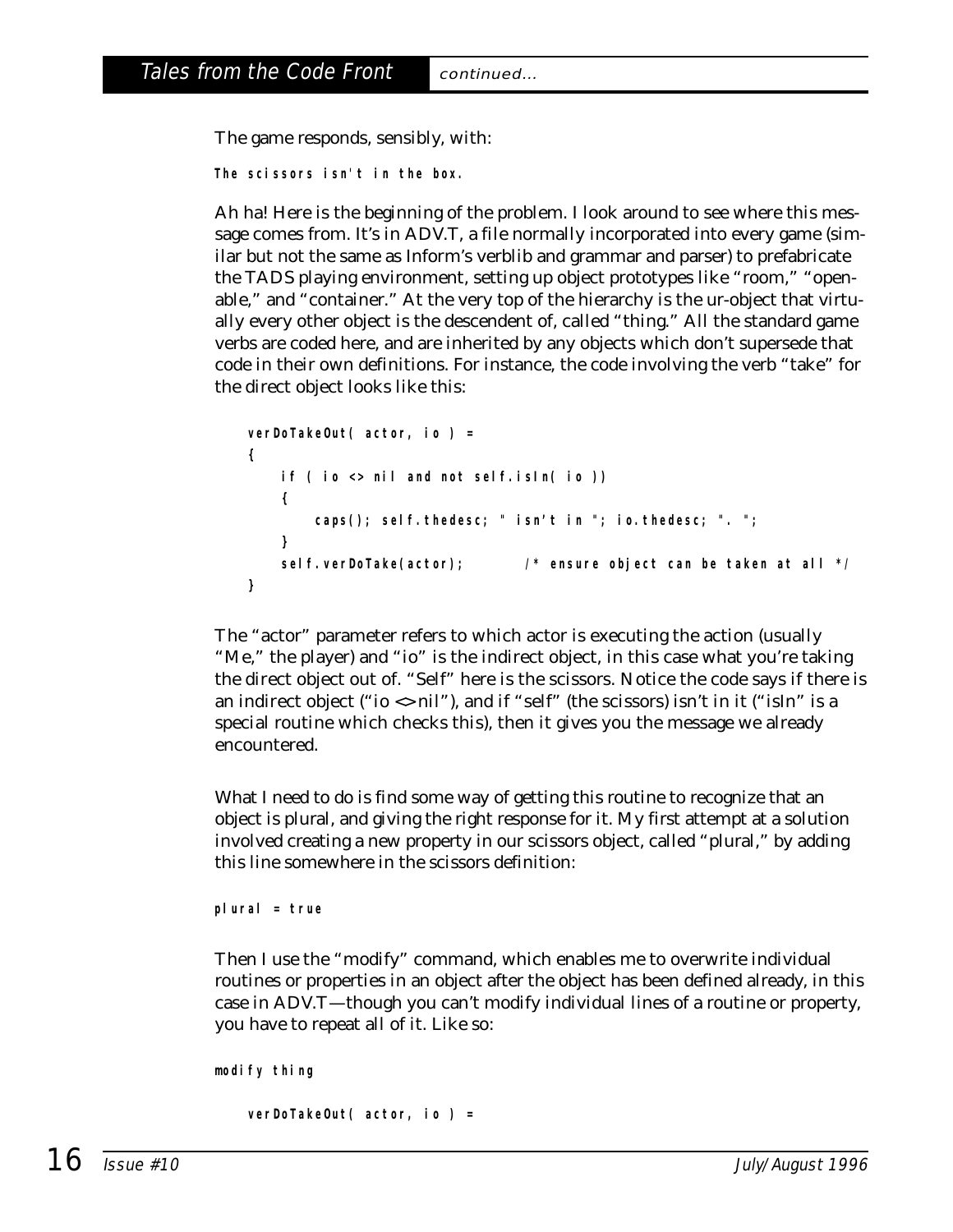The game responds, sensibly, with:

```
The scissors isn't in the box.
```

Ah ha! Here is the beginning of the problem. I look around to see where this message comes from. It's in ADV.T, a file normally incorporated into every game (similar but not the same as Inform's verblib and grammar and parser) to prefabricate the TADS playing environment, setting up object prototypes like "room," "openable," and "container." At the very top of the hierarchy is the ur-object that virtually every other object is the descendent of, called "thing." All the standard game verbs are coded here, and are inherited by any objects which don't supersede that code in their own definitions. For instance, the code involving the verb "take" for the direct object looks like this:

```
    verDoTakeOut( actor, io ) =
    {
        if ( io <> nil and not self.isIn( io ))
        {
            caps(); self.thedesc; " isn't in "; io.thedesc; ". ";
        }
        self.verDoTake(actor);        /* ensure object can be taken at all */
    }
```

The "actor" parameter refers to which actor is executing the action (usually "Me," the player) and "io" is the indirect object, in this case what you're taking the direct object out of. "Self" here is the scissors. Notice the code says if there is an indirect object ("io <> nil"), and if "self" (the scissors) isn't in it ("isIn" is a special routine which checks this), then it gives you the message we already encountered.

What I need to do is find some way of getting this routine to recognize that an object is plural, and giving the right response for it. My first attempt at a solution involved creating a new property in our scissors object, called "plural," by adding this line somewhere in the scissors definition:

```
plural = true
```

Then I use the "modify" command, which enables me to overwrite individual routines or properties in an object after the object has been defined already, in this case in ADV.T—though you can't modify individual lines of a routine or property, you have to repeat all of it. Like so:

```
modify thing

    verDoTakeOut( actor, io ) =
```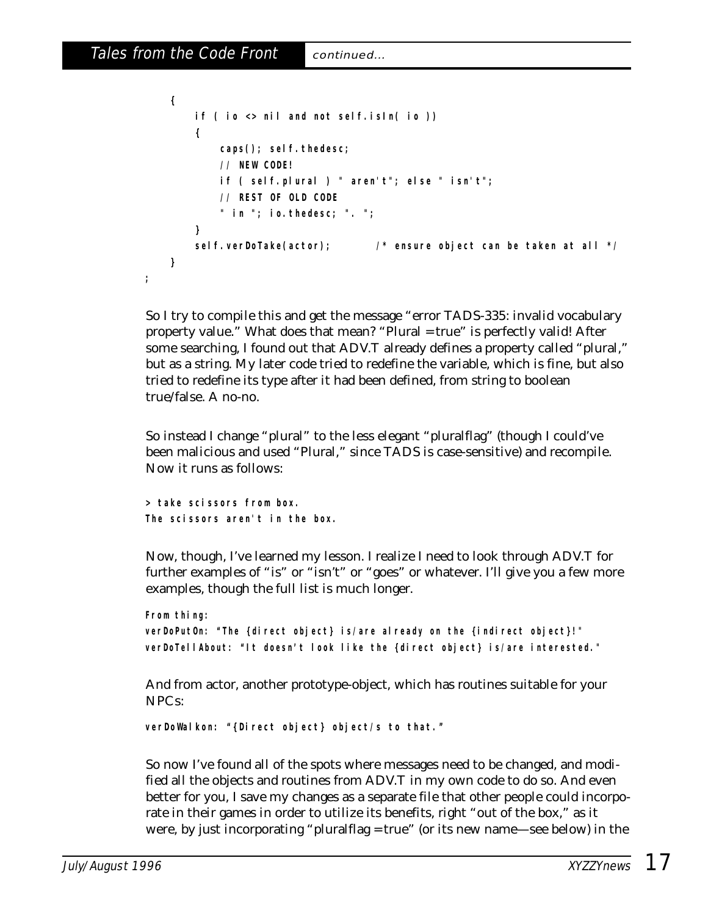```
    {
        if ( io <> nil and not self.isIn( io ))
        {
            caps(); self.thedesc;
            // NEW CODE!
            if ( self.plural ) " aren't"; else " isn't";
            // REST OF OLD CODE
            " in "; io.thedesc; ". ";
        }
        self.verDoTake(actor);        /* ensure object can be taken at all */
    }
;
```

So I try to compile this and get the message "error TADS-335: invalid vocabulary property value." What does that mean? "Plural = true" is perfectly valid! After some searching, I found out that ADV.T already defines a property called "plural," but as a string. My later code tried to redefine the variable, which is fine, but also tried to redefine its type after it had been defined, from string to boolean true/false. A no-no.

So instead I change "plural" to the less elegant "pluralflag" (though I could've been malicious and used "Plural," since TADS is case-sensitive) and recompile. Now it runs as follows:

```
> take scissors from box.
The scissors aren't in the box.
```

Now, though, I've learned my lesson. I realize I need to look through ADV.T for further examples of "is" or "isn't" or "goes" or whatever. I'll give you a few more examples, though the full list is much longer.

```
From thing:
verDoPutOn: "The {direct object} is/are already on the {indirect object}!"
verDoTellAbout: "It doesn't look like the {direct object} is/are interested."
```

And from actor, another prototype-object, which has routines suitable for your NPCs:

```
verDoWalkon: "{Direct object} object/s to that."
```

So now I've found all of the spots where messages need to be changed, and modified all the objects and routines from ADV.T in my own code to do so. And even better for you, I save my changes as a separate file that other people could incorporate in their games in order to utilize its benefits, right "out of the box," as it were, by just incorporating "pluralflag = true" (or its new name—see below) in the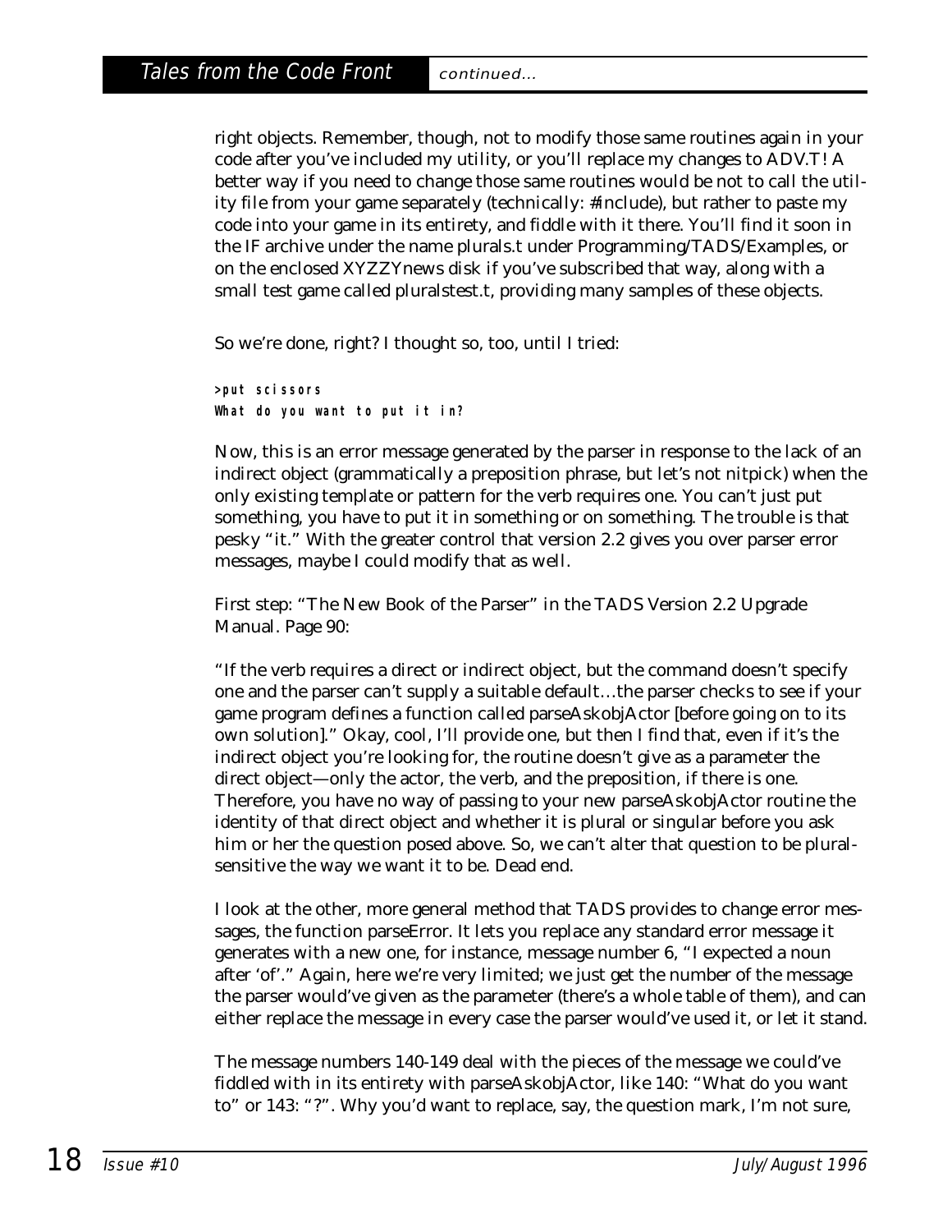right objects. Remember, though, not to modify those same routines again in your code after you've included my utility, or you'll replace my changes to ADV.T! A better way if you need to change those same routines would be not to call the utility file from your game separately (technically: #include), but rather to paste my code into your game in its entirety, and fiddle with it there. You'll find it soon in the IF archive under the name plurals.t under Programming/TADS/Examples, or on the enclosed XYZZYnews disk if you've subscribed that way, along with a small test game called pluralstest.t, providing many samples of these objects.

So we're done, right? I thought so, too, until I tried:

```
>put scissors
What do you want to put it in?
```

Now, this is an error message generated by the parser in response to the lack of an indirect object (grammatically a preposition phrase, but let's not nitpick) when the only existing template or pattern for the verb requires one. You can't just put something, you have to put it in something or on something. The trouble is that pesky "it." With the greater control that version 2.2 gives you over parser error messages, maybe I could modify that as well.

First step: "The New Book of the Parser" in the TADS Version 2.2 Upgrade Manual. Page 90:

"If the verb requires a direct or indirect object, but the command doesn't specify one and the parser can't supply a suitable default…the parser checks to see if your game program defines a function called parseAskobjActor [before going on to its own solution]." Okay, cool, I'll provide one, but then I find that, even if it's the indirect object you're looking for, the routine doesn't give as a parameter the direct object—only the actor, the verb, and the preposition, if there is one. Therefore, you have no way of passing to your new parseAskobjActor routine the identity of that direct object and whether it is plural or singular before you ask him or her the question posed above. So, we can't alter that question to be plural-sensitive the way we want it to be. Dead end.

I look at the other, more general method that TADS provides to change error messages, the function parseError. It lets you replace any standard error message it generates with a new one, for instance, message number 6, "I expected a noun after 'of'." Again, here we're very limited; we just get the number of the message the parser would've given as the parameter (there's a whole table of them), and can either replace the message in every case the parser would've used it, or let it stand.

The message numbers 140-149 deal with the pieces of the message we could've fiddled with in its entirety with parseAskobjActor, like 140: "What do you want to" or 143: "?". Why you'd want to replace, say, the question mark, I'm not sure,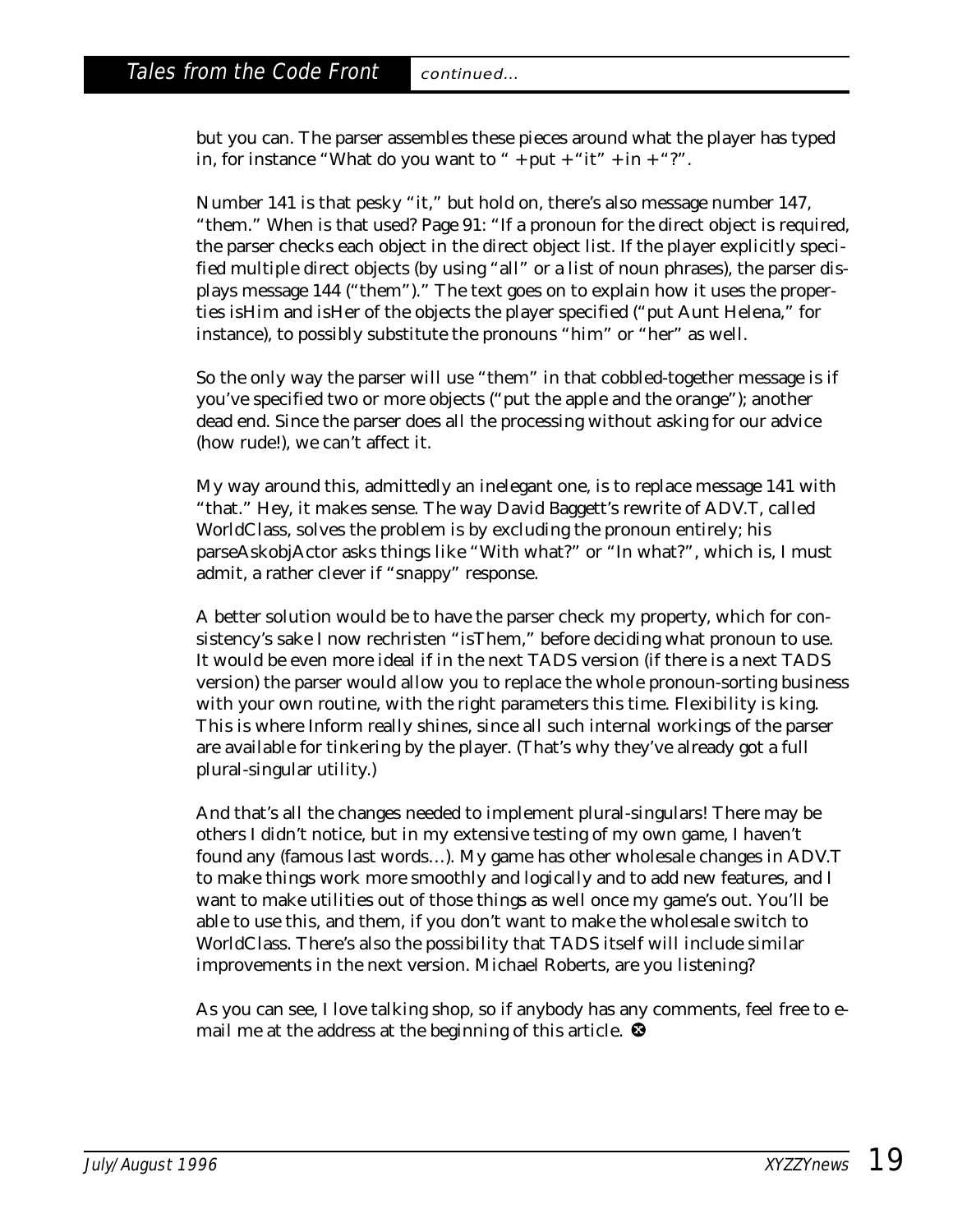but you can. The parser assembles these pieces around what the player has typed in, for instance "What do you want to " + put + "it" + in + "?".

Number 141 is that pesky "it," but hold on, there's also message number 147, "them." When is that used? Page 91: "If a pronoun for the direct object is required, the parser checks each object in the direct object list. If the player explicitly specified multiple direct objects (by using "all" or a list of noun phrases), the parser displays message 144 ("them")." The text goes on to explain how it uses the properties isHim and isHer of the objects the player specified ("put Aunt Helena," for instance), to possibly substitute the pronouns "him" or "her" as well.

So the only way the parser will use "them" in that cobbled-together message is if you've specified two or more objects ("put the apple and the orange"); another dead end. Since the parser does all the processing without asking for our advice (how rude!), we can't affect it.

My way around this, admittedly an inelegant one, is to replace message 141 with "that." Hey, it makes sense. The way David Baggett's rewrite of ADV.T, called WorldClass, solves the problem is by excluding the pronoun entirely; his parseAskobjActor asks things like "With what?" or "In what?", which is, I must admit, a rather clever if "snappy" response.

A better solution would be to have the parser check my property, which for consistency's sake I now rechristen "isThem," before deciding what pronoun to use. It would be even more ideal if in the next TADS version (if there is a next TADS version) the parser would allow you to replace the whole pronoun-sorting business with your own routine, with the right parameters this time. Flexibility is king. This is where Inform really shines, since all such internal workings of the parser are available for tinkering by the player. (That's why they've already got a full plural-singular utility.)

And that's all the changes needed to implement plural-singulars! There may be others I didn't notice, but in my extensive testing of my own game, I haven't found any (famous last words…). My game has other wholesale changes in ADV.T to make things work more smoothly and logically and to add new features, and I want to make utilities out of those things as well once my game's out. You'll be able to use this, and them, if you don't want to make the wholesale switch to WorldClass. There's also the possibility that TADS itself will include similar improvements in the next version. Michael Roberts, are you listening?

As you can see, I love talking shop, so if anybody has any comments, feel free to e-mail me at the address at the beginning of this article. ❂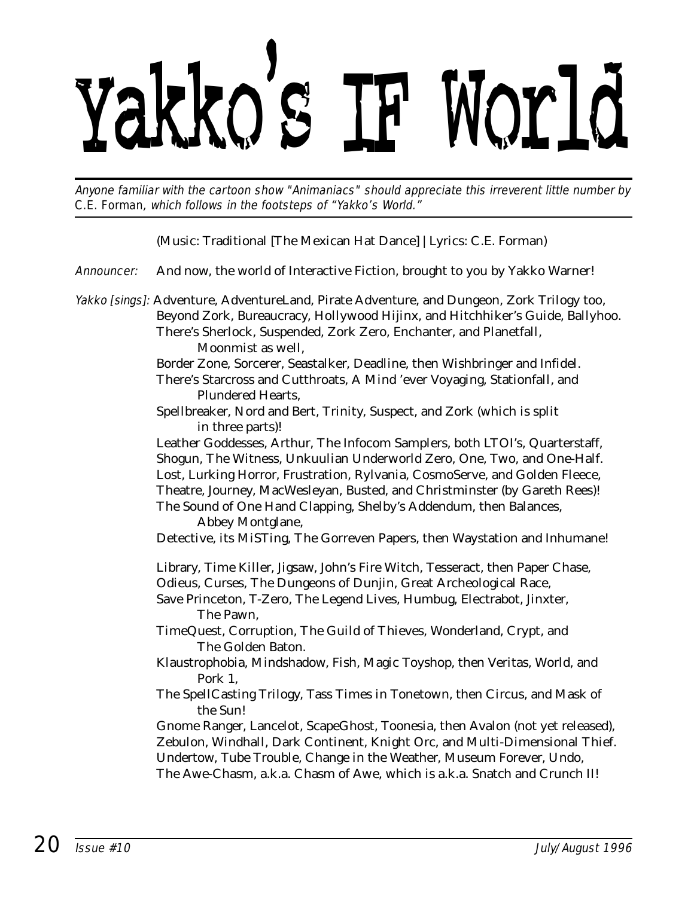# Yakko's IF World

*Anyone familiar with the cartoon show "Animaniacs" should appreciate this irreverent little number by C.E. Forman, which follows in the footsteps of "Yakko's World."*

(Music: Traditional [The Mexican Hat Dance] | Lyrics: C.E. Forman)

*Announcer:* And now, the world of Interactive Fiction, brought to you by Yakko Warner!

*Yakko [sings]:* Adventure, AdventureLand, Pirate Adventure, and Dungeon, Zork Trilogy too,
Beyond Zork, Bureaucracy, Hollywood Hijinx, and Hitchhiker's Guide, Ballyhoo.
There's Sherlock, Suspended, Zork Zero, Enchanter, and Planetfall, Moonmist as well,
Border Zone, Sorcerer, Seastalker, Deadline, then Wishbringer and Infidel.
There's Starcross and Cutthroats, A Mind 'ever Voyaging, Stationfall, and Plundered Hearts,
Spellbreaker, Nord and Bert, Trinity, Suspect, and Zork (which is split in three parts)!
Leather Goddesses, Arthur, The Infocom Samplers, both LTOI's, Quarterstaff,
Shogun, The Witness, Unkuulian Underworld Zero, One, Two, and One-Half.
Lost, Lurking Horror, Frustration, Rylvania, CosmoServe, and Golden Fleece,
Theatre, Journey, MacWesleyan, Busted, and Christminster (by Gareth Rees)!
The Sound of One Hand Clapping, Shelby's Addendum, then Balances, Abbey Montglane,
Detective, its MiSTing, The Gorreven Papers, then Waystation and Inhumane!

Library, Time Killer, Jigsaw, John's Fire Witch, Tesseract, then Paper Chase,
Odieus, Curses, The Dungeons of Dunjin, Great Archeological Race,
Save Princeton, T-Zero, The Legend Lives, Humbug, Electrabot, Jinxter, The Pawn,
TimeQuest, Corruption, The Guild of Thieves, Wonderland, Crypt, and The Golden Baton.
Klaustrophobia, Mindshadow, Fish, Magic Toyshop, then Veritas, World, and Pork 1,
The SpellCasting Trilogy, Tass Times in Tonetown, then Circus, and Mask of the Sun!
Gnome Ranger, Lancelot, ScapeGhost, Toonesia, then Avalon (not yet released),
Zebulon, Windhall, Dark Continent, Knight Orc, and Multi-Dimensional Thief.
Undertow, Tube Trouble, Change in the Weather, Museum Forever, Undo,
The Awe-Chasm, a.k.a. Chasm of Awe, which is a.k.a. Snatch and Crunch II!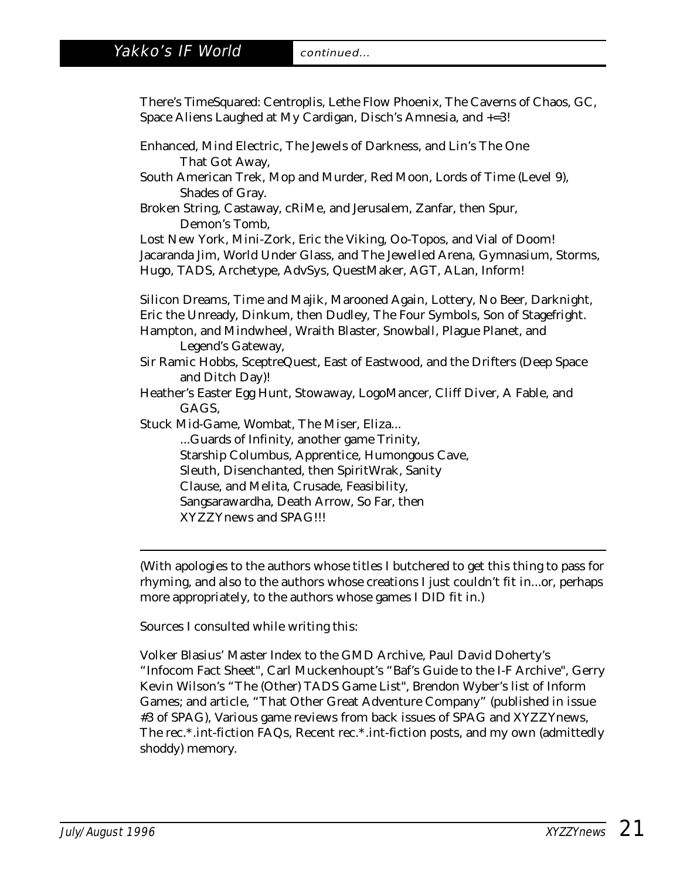There's TimeSquared: Centroplis, Lethe Flow Phoenix, The Caverns of Chaos, GC, Space Aliens Laughed at My Cardigan, Disch's Amnesia, and +=3!

Enhanced, Mind Electric, The Jewels of Darkness, and Lin's The One
That Got Away,
South American Trek, Mop and Murder, Red Moon, Lords of Time (Level 9),
Shades of Gray.
Broken String, Castaway, cRiMe, and Jerusalem, Zanfar, then Spur,
Demon's Tomb,
Lost New York, Mini-Zork, Eric the Viking, Oo-Topos, and Vial of Doom!
Jacaranda Jim, World Under Glass, and The Jewelled Arena, Gymnasium, Storms,
Hugo, TADS, Archetype, AdvSys, QuestMaker, AGT, ALan, Inform!

Silicon Dreams, Time and Majik, Marooned Again, Lottery, No Beer, Darknight,
Eric the Unready, Dinkum, then Dudley, The Four Symbols, Son of Stagefright.
Hampton, and Mindwheel, Wraith Blaster, Snowball, Plague Planet, and
Legend's Gateway,
Sir Ramic Hobbs, SceptreQuest, East of Eastwood, and the Drifters (Deep Space
and Ditch Day)!
Heather's Easter Egg Hunt, Stowaway, LogoMancer, Cliff Diver, A Fable, and
GAGS,
Stuck Mid-Game, Wombat, The Miser, Eliza...
...Guards of Infinity, another game Trinity,
Starship Columbus, Apprentice, Humongous Cave,
Sleuth, Disenchanted, then SpiritWrak, Sanity
Clause, and Melita, Crusade, Feasibility,
Sangsarawardha, Death Arrow, So Far, then
XYZZYnews and SPAG!!!

---

(With apologies to the authors whose titles I butchered to get this thing to pass for rhyming, and also to the authors whose creations I just couldn't fit in...or, perhaps more appropriately, to the authors whose games I DID fit in.)

Sources I consulted while writing this:

Volker Blasius' Master Index to the GMD Archive, Paul David Doherty's "Infocom Fact Sheet", Carl Muckenhoupt's "Baf's Guide to the I-F Archive", Gerry Kevin Wilson's "The (Other) TADS Game List", Brendon Wyber's list of Inform Games; and article, "That Other Great Adventure Company" (published in issue #3 of SPAG), Various game reviews from back issues of SPAG and XYZZYnews, The rec.*.int-fiction FAQs, Recent rec.*.int-fiction posts, and my own (admittedly shoddy) memory.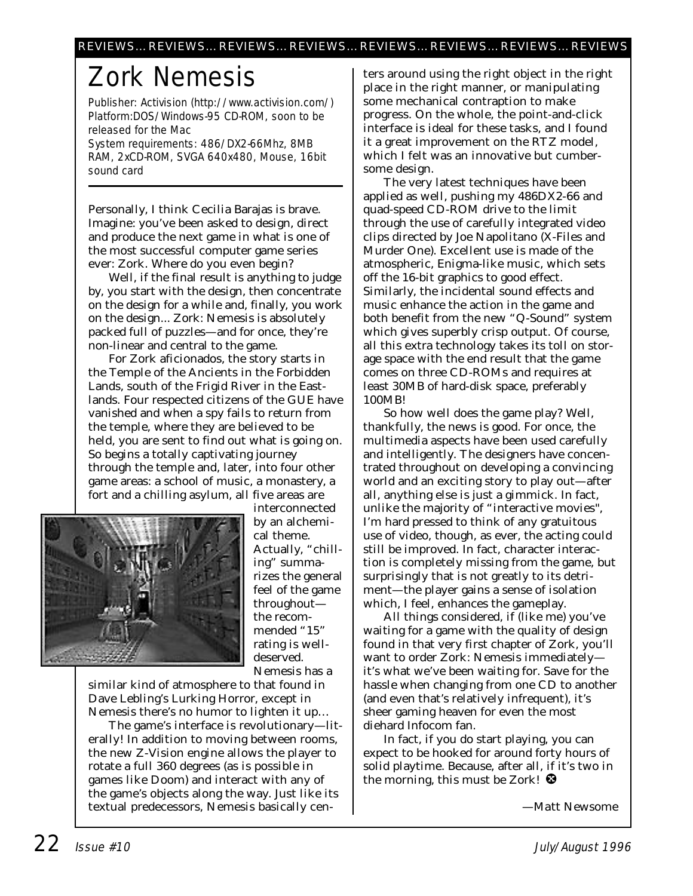# Zork Nemesis

*Publisher: Activision (http://www.activision.com/)*
*Platform:DOS/Windows-95 CD-ROM, soon to be released for the Mac*
*System requirements: 486/DX2-66Mhz, 8MB RAM, 2xCD-ROM, SVGA 640x480, Mouse, 16bit sound card*

Personally, I think Cecilia Barajas is brave. Imagine: you've been asked to design, direct and produce the next game in what is one of the most successful computer game series ever: Zork. Where do you even begin?

Well, if the final result is anything to judge by, you start with the design, then concentrate on the design for a while and, finally, you work on the design... Zork: Nemesis is absolutely packed full of puzzles—and for once, they're non-linear and central to the game.

For Zork aficionados, the story starts in the Temple of the Ancients in the Forbidden Lands, south of the Frigid River in the Eastlands. Four respected citizens of the GUE have vanished and when a spy fails to return from the temple, where they are believed to be held, you are sent to find out what is going on. So begins a totally captivating journey through the temple and, later, into four other game areas: a school of music, a monastery, a fort and a chilling asylum, all five areas are interconnected by an alchemical theme. Actually, "chilling" summarizes the general feel of the game throughout—the recommended "15" rating is well-deserved. Nemesis has a similar kind of atmosphere to that found in Dave Lebling's Lurking Horror, except in Nemesis there's no humor to lighten it up...

The game's interface is revolutionary—literally! In addition to moving between rooms, the new Z-Vision engine allows the player to rotate a full 360 degrees (as is possible in games like Doom) and interact with any of the game's objects along the way. Just like its textual predecessors, Nemesis basically centers around using the right object in the right place in the right manner, or manipulating some mechanical contraption to make progress. On the whole, the point-and-click interface is ideal for these tasks, and I found it a great improvement on the RTZ model, which I felt was an innovative but cumbersome design.

The very latest techniques have been applied as well, pushing my 486DX2-66 and quad-speed CD-ROM drive to the limit through the use of carefully integrated video clips directed by Joe Napolitano (X-Files and Murder One). Excellent use is made of the atmospheric, Enigma-like music, which sets off the 16-bit graphics to good effect. Similarly, the incidental sound effects and music enhance the action in the game and both benefit from the new "Q-Sound" system which gives superbly crisp output. Of course, all this extra technology takes its toll on storage space with the end result that the game comes on three CD-ROMs and requires at least 30MB of hard-disk space, preferably 100MB!

So how well does the game play? Well, thankfully, the news is good. For once, the multimedia aspects have been used carefully and intelligently. The designers have concentrated throughout on developing a convincing world and an exciting story to play out—after all, anything else is just a gimmick. In fact, unlike the majority of "interactive movies", I'm hard pressed to think of any gratuitous use of video, though, as ever, the acting could still be improved. In fact, character interaction is completely missing from the game, but surprisingly that is not greatly to its detriment—the player gains a sense of isolation which, I feel, enhances the gameplay.

All things considered, if (like me) you've waiting for a game with the quality of design found in that very first chapter of Zork, you'll want to order Zork: Nemesis immediately—it's what we've been waiting for. Save for the hassle when changing from one CD to another (and even that's relatively infrequent), it's sheer gaming heaven for even the most diehard Infocom fan.

In fact, if you do start playing, you can expect to be hooked for around forty hours of solid playtime. Because, after all, if it's two in the morning, this must be Zork!

—Matt Newsome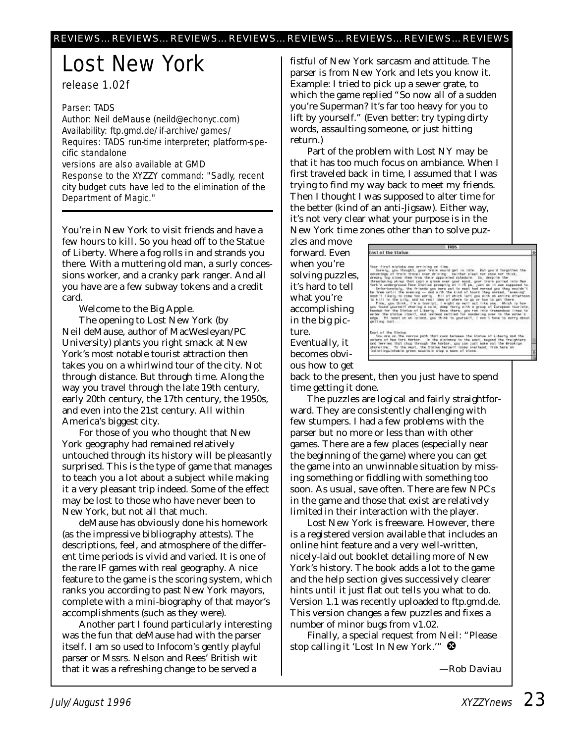# Lost New York

*release 1.02f*

*Parser: TADS*
*Author: Neil deMause (neild@echonyc.com)*
*Availability: ftp.gmd.de/if-archive/games/*
*Requires: TADS run-time interpreter; platform-specific standalone versions are also available at GMD*
*Response to the XYZZY command: "Sadly, recent city budget cuts have led to the elimination of the Department of Magic."*

---

You're in New York to visit friends and have a few hours to kill. So you head off to the Statue of Liberty. Where a fog rolls in and strands you there. With a muttering old man, a surly concessions worker, and a cranky park ranger. And all you have are a few subway tokens and a credit card.

Welcome to the Big Apple.

The opening to Lost New York (by Neil deMause, author of MacWesleyan/PC University) plants you right smack at New York's most notable tourist attraction then takes you on a whirlwind tour of the city. Not through distance. But through time. Along the way you travel through the late 19th century, early 20th century, the 17th century, the 1950s, and even into the 21st century. All within America's biggest city.

For those of you who thought that New York geography had remained relatively untouched through its history will be pleasantly surprised. This is the type of game that manages to teach you a lot about a subject while making it a very pleasant trip indeed. Some of the effect may be lost to those who have never been to New York, but not all that much.

deMause has obviously done his homework (as the impressive bibliography attests). The descriptions, feel, and atmosphere of the different time periods is vivid and varied. It is one of the rare IF games with real geography. A nice feature to the game is the scoring system, which ranks you according to past New York mayors, complete with a mini-biography of that mayor's accomplishments (such as they were).

Another part I found particularly interesting was the fun that deMause had with the parser itself. I am so used to Infocom's gently playful parser or Mssrs. Nelson and Rees' British wit that it was a refreshing change to be served a fistful of New York sarcasm and attitude. The parser is from New York and lets you know it. Example: I tried to pick up a sewer grate, to which the game replied "So now all of a sudden you're Superman? It's far too heavy for you to lift by yourself." (Even better: try typing dirty words, assaulting someone, or just hitting return.)

Part of the problem with Lost NY may be that it has too much focus on ambiance. When I first traveled back in time, I assumed that I was trying to find my way back to meet my friends. Then I thought I was supposed to alter time for the better (kind of an anti-Jigsaw). Either way, it's not very clear what your purpose is in the New York time zones other than to solve puzzles and move forward. Even when you're solving puzzles, it's hard to tell what you're accomplishing in the big picture. Eventually, it becomes obvious how to get back to the present, then you just have to spend time getting it done.

The puzzles are logical and fairly straightforward. They are consistently challenging with few stumpers. I had a few problems with the parser but no more or less than with other games. There are a few places (especially near the beginning of the game) where you can get the game into an unwinnable situation by missing something or fiddling with something too soon. As usual, save often. There are few NPCs in the game and those that exist are relatively limited in their interaction with the player.

Lost New York is freeware. However, there is a registered version available that includes an online hint feature and a very well-written, nicely-laid out booklet detailing more of New York's history. The book adds a lot to the game and the help section gives successively clearer hints until it just flat out tells you what to do. Version 1.1 was recently uploaded to ftp.gmd.de. This version changes a few puzzles and fixes a number of minor bugs from v1.02.

Finally, a special request from Neil: "Please stop calling it 'Lost In New York.'"

—Rob Daviau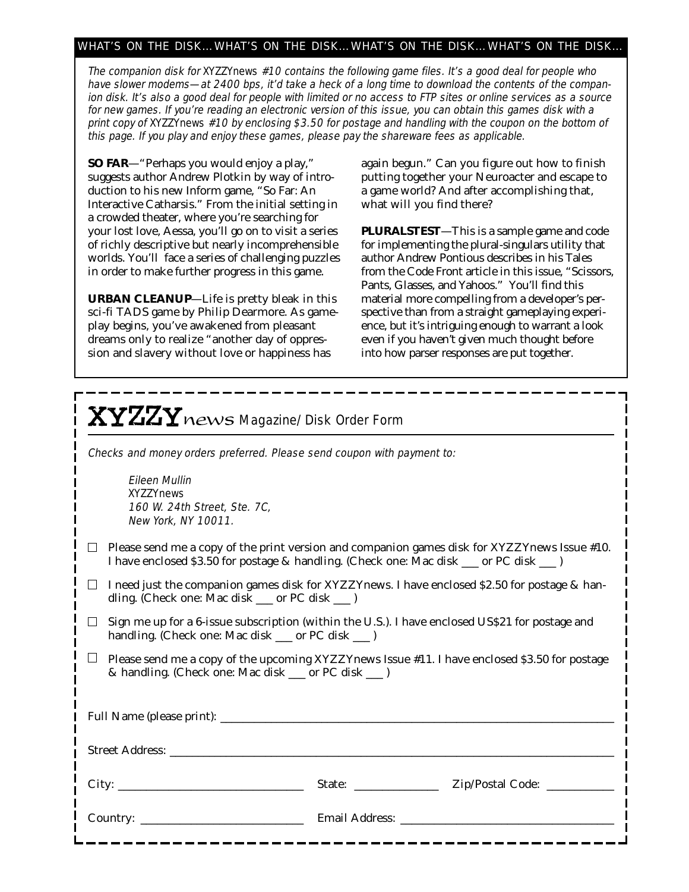## WHAT'S ON THE DISK... WHAT'S ON THE DISK... WHAT'S ON THE DISK... WHAT'S ON THE DISK...

*The companion disk for XYZZYnews #10 contains the following game files. It's a good deal for people who have slower modems—at 2400 bps, it'd take a heck of a long time to download the contents of the companion disk. It's also a good deal for people with limited or no access to FTP sites or online services as a source for new games. If you're reading an electronic version of this issue, you can obtain this games disk with a print copy of XYZZYnews #10 by enclosing $3.50 for postage and handling with the coupon on the bottom of this page. If you play and enjoy these games, please pay the shareware fees as applicable.*

**SO FAR**—"Perhaps you would enjoy a play," suggests author Andrew Plotkin by way of introduction to his new Inform game, "So Far: An Interactive Catharsis." From the initial setting in a crowded theater, where you're searching for your lost love, Aessa, you'll go on to visit a series of richly descriptive but nearly incomprehensible worlds. You'll face a series of challenging puzzles in order to make further progress in this game.

**URBAN CLEANUP**—Life is pretty bleak in this sci-fi TADS game by Philip Dearmore. As gameplay begins, you've awakened from pleasant dreams only to realize "another day of oppression and slavery without love or happiness has again begun." Can you figure out how to finish putting together your Neuroacter and escape to a game world? And after accomplishing that, what will you find there?

**PLURALSTEST**—This is a sample game and code for implementing the plural-singulars utility that author Andrew Pontious describes in his Tales from the Code Front article in this issue, "Scissors, Pants, Glasses, and Yahoos." You'll find this material more compelling from a developer's perspective than from a straight gameplaying experience, but it's intriguing enough to warrant a look even if you haven't given much thought before into how parser responses are put together.

## XYZZY*news* Magazine/Disk Order Form

*Checks and money orders preferred. Please send coupon with payment to:*

*Eileen Mullin*
*XYZZYnews*
*160 W. 24th Street, Ste. 7C,*
*New York, NY 10011.*

- ☐ Please send me a copy of the print version and companion games disk for XYZZYnews Issue #10. I have enclosed $3.50 for postage & handling. (Check one: Mac disk ___ or PC disk ___ )
- ☐ I need just the companion games disk for XYZZYnews. I have enclosed $2.50 for postage & handling. (Check one: Mac disk ___ or PC disk ___ )
- ☐ Sign me up for a 6-issue subscription (within the U.S.). I have enclosed US$21 for postage and handling. (Check one: Mac disk ___ or PC disk ___ )
- ☐ Please send me a copy of the upcoming XYZZYnews Issue #11. I have enclosed $3.50 for postage & handling. (Check one: Mac disk ___ or PC disk ___ )

Full Name (please print): ____________________

Street Address: ____________________

City: ____________________ State: ____________ Zip/Postal Code: ____________

Country: ____________________ Email Address: ____________________